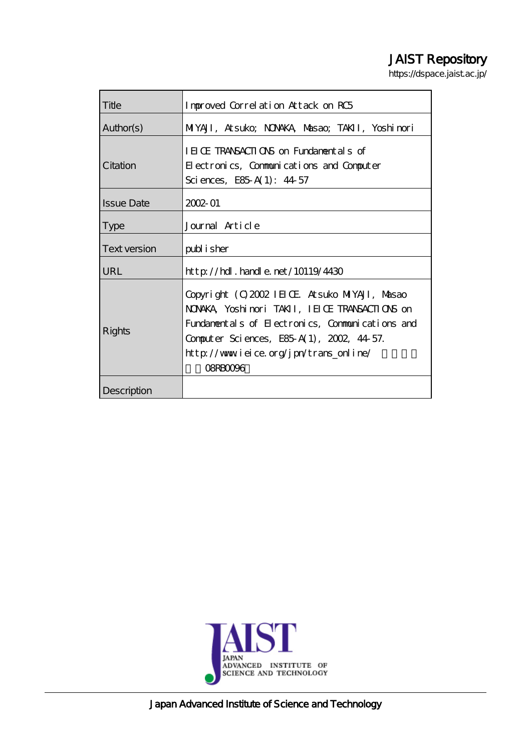# JAIST Repository

https://dspace.jaist.ac.jp/

| Title | Improved Correlation Attack on RC5 |
|---|---|
| Author(s) | MIYAJI, Atsuko; NONAKA, Masao; TAKII, Yoshinori |
| Citation | IEICE TRANSACTIONS on Fundamentals of Electronics, Communications and Computer Sciences, E85-A(1): 44-57 |
| Issue Date | 2002-01 |
| Type | Journal Article |
| Text version | publisher |
| URL | http://hdl.handle.net/10119/4430 |
| Rights | Copyright (C)2002 IEICE. Atsuko MIYAJI, Masao NONAKA, Yoshinori TAKII, IEICE TRANSACTIONS on Fundamentals of Electronics, Communications and Computer Sciences, E85-A(1), 2002, 44-57. http://www.ieice.org/jpn/trans_online/ （許諾番号：08RB0096） |
| Description | |

Japan Advanced Institute of Science and Technology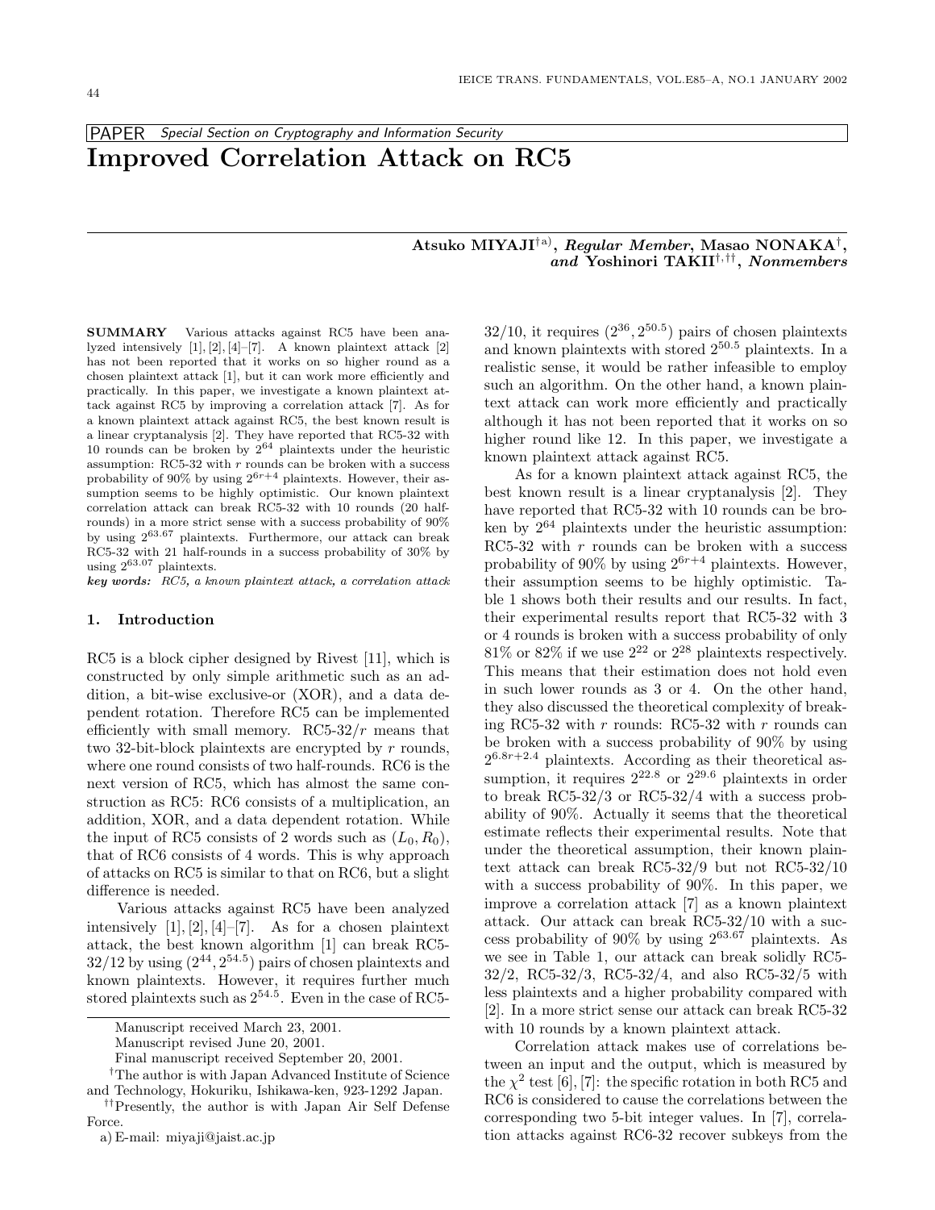# Improved Correlation Attack on RC5

PAPER *Special Section on Cryptography and Information Security*

**Atsuko MIYAJI**[†a)], ***Regular Member***, **Masao NONAKA**[†], ***and*** **Yoshinori TAKII**[†,††], ***Nonmembers***

**SUMMARY** Various attacks against RC5 have been analyzed intensively [1], [2], [4]–[7]. A known plaintext attack [2] has not been reported that it works on so higher round as a chosen plaintext attack [1], but it can work more efficiently and practically. In this paper, we investigate a known plaintext attack against RC5 by improving a correlation attack [7]. As for a known plaintext attack against RC5, the best known result is a linear cryptanalysis [2]. They have reported that RC5-32 with 10 rounds can be broken by $2^{64}$ plaintexts under the heuristic assumption: RC5-32 with $r$ rounds can be broken with a success probability of 90% by using $2^{6r+4}$ plaintexts. However, their assumption seems to be highly optimistic. Our known plaintext correlation attack can break RC5-32 with 10 rounds (20 half-rounds) in a more strict sense with a success probability of 90% by using $2^{63.67}$ plaintexts. Furthermore, our attack can break RC5-32 with 21 half-rounds in a success probability of 30% by using $2^{63.07}$ plaintexts.

***key words:*** *RC5, a known plaintext attack, a correlation attack*

## 1. Introduction

RC5 is a block cipher designed by Rivest [11], which is constructed by only simple arithmetic such as an addition, a bit-wise exclusive-or (XOR), and a data dependent rotation. Therefore RC5 can be implemented efficiently with small memory. RC5-32/$r$ means that two 32-bit-block plaintexts are encrypted by $r$ rounds, where one round consists of two half-rounds. RC6 is the next version of RC5, which has almost the same construction as RC5: RC6 consists of a multiplication, an addition, XOR, and a data dependent rotation. While the input of RC5 consists of 2 words such as $(L_0, R_0)$, that of RC6 consists of 4 words. This is why approach of attacks on RC5 is similar to that on RC6, but a slight difference is needed.

Various attacks against RC5 have been analyzed intensively [1], [2], [4]–[7]. As for a chosen plaintext attack, the best known algorithm [1] can break RC5-32/12 by using $(2^{44}, 2^{54.5})$ pairs of chosen plaintexts and known plaintexts. However, it requires further much stored plaintexts such as $2^{54.5}$. Even in the case of RC5-32/10, it requires $(2^{36}, 2^{50.5})$ pairs of chosen plaintexts and known plaintexts with stored $2^{50.5}$ plaintexts. In a realistic sense, it would be rather infeasible to employ such an algorithm. On the other hand, a known plaintext attack can work more efficiently and practically although it has not been reported that it works on so higher round like 12. In this paper, we investigate a known plaintext attack against RC5.

As for a known plaintext attack against RC5, the best known result is a linear cryptanalysis [2]. They have reported that RC5-32 with 10 rounds can be broken by $2^{64}$ plaintexts under the heuristic assumption: RC5-32 with $r$ rounds can be broken with a success probability of 90% by using $2^{6r+4}$ plaintexts. However, their assumption seems to be highly optimistic. Table 1 shows both their results and our results. In fact, their experimental results report that RC5-32 with 3 or 4 rounds is broken with a success probability of only 81% or 82% if we use $2^{22}$ or $2^{28}$ plaintexts respectively. This means that their estimation does not hold even in such lower rounds as 3 or 4. On the other hand, they also discussed the theoretical complexity of breaking RC5-32 with $r$ rounds: RC5-32 with $r$ rounds can be broken with a success probability of 90% by using $2^{6.8r+2.4}$ plaintexts. According as their theoretical assumption, it requires $2^{22.8}$ or $2^{29.6}$ plaintexts in order to break RC5-32/3 or RC5-32/4 with a success probability of 90%. Actually it seems that the theoretical estimate reflects their experimental results. Note that under the theoretical assumption, their known plaintext attack can break RC5-32/9 but not RC5-32/10 with a success probability of 90%. In this paper, we improve a correlation attack [7] as a known plaintext attack. Our attack can break RC5-32/10 with a success probability of 90% by using $2^{63.67}$ plaintexts. As we see in Table 1, our attack can break solidly RC5-32/2, RC5-32/3, RC5-32/4, and also RC5-32/5 with less plaintexts and a higher probability compared with [2]. In a more strict sense our attack can break RC5-32 with 10 rounds by a known plaintext attack.

Correlation attack makes use of correlations between an input and the output, which is measured by the $\chi^2$ test [6], [7]: the specific rotation in both RC5 and RC6 is considered to cause the correlations between the corresponding two 5-bit integer values. In [7], correlation attacks against RC6-32 recover subkeys from the

Manuscript received March 23, 2001.

Manuscript revised June 20, 2001.

Final manuscript received September 20, 2001.

[†]The author is with Japan Advanced Institute of Science and Technology, Hokuriku, Ishikawa-ken, 923-1292 Japan.

[††]Presently, the author is with Japan Air Self Defense Force.

a) E-mail: miyaji@jaist.ac.jp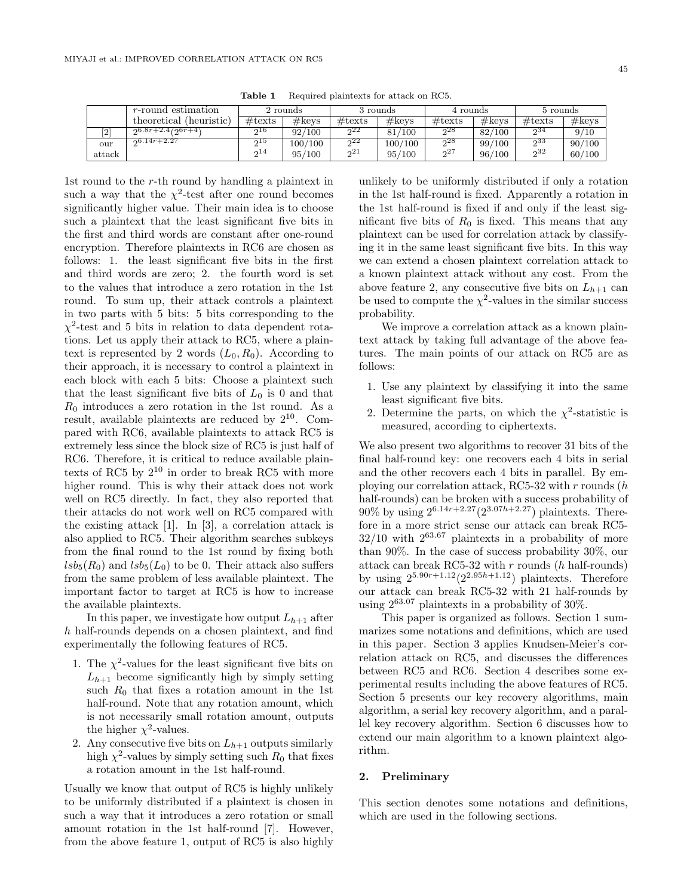**Table 1** Required plaintexts for attack on RC5.

| | $r$-round estimation | 2 rounds | | 3 rounds | | 4 rounds | | 5 rounds | |
|---|---|---|---|---|---|---|---|---|---|
| | theoretical (heuristic) | #texts | #keys | #texts | #keys | #texts | #keys | #texts | #keys |
| [2] | $2^{6.8r+2.4}(2^{6r+4})$ | $2^{16}$ | 92/100 | $2^{22}$ | 81/100 | $2^{28}$ | 82/100 | $2^{34}$ | 9/10 |
| our attack | $2^{6.14r+2.27}$ | $2^{15}$ | 100/100 | $2^{22}$ | 100/100 | $2^{28}$ | 99/100 | $2^{33}$ | 90/100 |
| | | $2^{14}$ | 95/100 | $2^{21}$ | 95/100 | $2^{27}$ | 96/100 | $2^{32}$ | 60/100 |

1st round to the $r$-th round by handling a plaintext in such a way that the $\chi^2$-test after one round becomes significantly higher value. Their main idea is to choose such a plaintext that the least significant five bits in the first and third words are constant after one-round encryption. Therefore plaintexts in RC6 are chosen as follows: 1. the least significant five bits in the first and third words are zero; 2. the fourth word is set to the values that introduce a zero rotation in the 1st round. To sum up, their attack controls a plaintext in two parts with 5 bits: 5 bits corresponding to the $\chi^2$-test and 5 bits in relation to data dependent rotations. Let us apply their attack to RC5, where a plaintext is represented by 2 words $(L_0, R_0)$. According to their approach, it is necessary to control a plaintext in each block with each 5 bits: Choose a plaintext such that the least significant five bits of $L_0$ is 0 and that $R_0$ introduces a zero rotation in the 1st round. As a result, available plaintexts are reduced by $2^{10}$. Compared with RC6, available plaintexts to attack RC5 is extremely less since the block size of RC5 is just half of RC6. Therefore, it is critical to reduce available plaintexts of RC5 by $2^{10}$ in order to break RC5 with more higher round. This is why their attack does not work well on RC5 directly. In fact, they also reported that their attacks do not work well on RC5 compared with the existing attack [1]. In [3], a correlation attack is also applied to RC5. Their algorithm searches subkeys from the final round to the 1st round by fixing both $lsb_5(R_0)$ and $lsb_5(L_0)$ to be 0. Their attack also suffers from the same problem of less available plaintext. The important factor to target at RC5 is how to increase the available plaintexts.

In this paper, we investigate how output $L_{h+1}$ after $h$ half-rounds depends on a chosen plaintext, and find experimentally the following features of RC5.

1. The $\chi^2$-values for the least significant five bits on $L_{h+1}$ become significantly high by simply setting such $R_0$ that fixes a rotation amount in the 1st half-round. Note that any rotation amount, which is not necessarily small rotation amount, outputs the higher $\chi^2$-values.
2. Any consecutive five bits on $L_{h+1}$ outputs similarly high $\chi^2$-values by simply setting such $R_0$ that fixes a rotation amount in the 1st half-round.

Usually we know that output of RC5 is highly unlikely to be uniformly distributed if a plaintext is chosen in such a way that it introduces a zero rotation or small amount rotation in the 1st half-round [7]. However, from the above feature 1, output of RC5 is also highly unlikely to be uniformly distributed if only a rotation in the 1st half-round is fixed. Apparently a rotation in the 1st half-round is fixed if and only if the least significant five bits of $R_0$ is fixed. This means that any plaintext can be used for correlation attack by classifying it in the same least significant five bits. In this way we can extend a chosen plaintext correlation attack to a known plaintext attack without any cost. From the above feature 2, any consecutive five bits on $L_{h+1}$ can be used to compute the $\chi^2$-values in the similar success probability.

We improve a correlation attack as a known plaintext attack by taking full advantage of the above features. The main points of our attack on RC5 are as follows:

1. Use any plaintext by classifying it into the same least significant five bits.
2. Determine the parts, on which the $\chi^2$-statistic is measured, according to ciphertexts.

We also present two algorithms to recover 31 bits of the final half-round key: one recovers each 4 bits in serial and the other recovers each 4 bits in parallel. By employing our correlation attack, RC5-32 with $r$ rounds ($h$ half-rounds) can be broken with a success probability of 90% by using $2^{6.14r+2.27}(2^{3.07h+2.27})$ plaintexts. Therefore in a more strict sense our attack can break RC5-32/10 with $2^{63.67}$ plaintexts in a probability of more than 90%. In the case of success probability 30%, our attack can break RC5-32 with $r$ rounds ($h$ half-rounds) by using $2^{5.90r+1.12}(2^{2.95h+1.12})$ plaintexts. Therefore our attack can break RC5-32 with 21 half-rounds by using $2^{63.07}$ plaintexts in a probability of 30%.

This paper is organized as follows. Section 1 summarizes some notations and definitions, which are used in this paper. Section 3 applies Knudsen-Meier's correlation attack on RC5, and discusses the differences between RC5 and RC6. Section 4 describes some experimental results including the above features of RC5. Section 5 presents our key recovery algorithms, main algorithm, a serial key recovery algorithm, and a parallel key recovery algorithm. Section 6 discusses how to extend our main algorithm to a known plaintext algorithm.

## 2. Preliminary

This section denotes some notations and definitions, which are used in the following sections.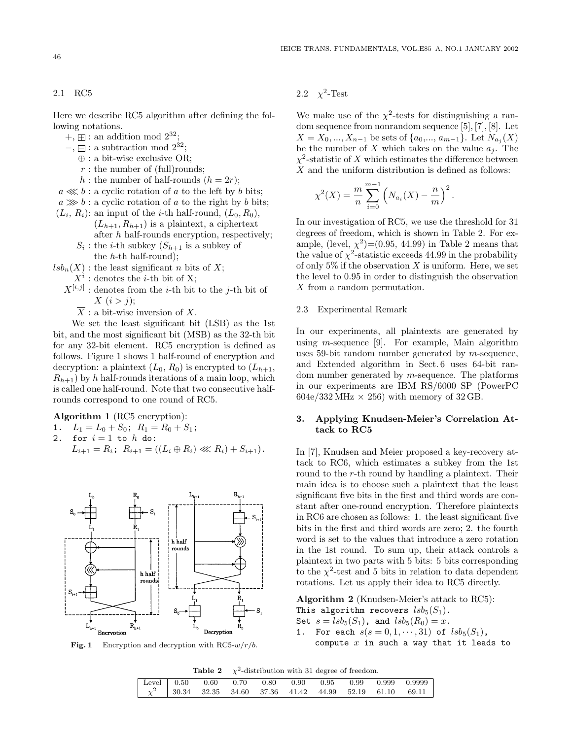### 2.1 RC5

Here we describe RC5 algorithm after defining the following notations.

- $+, \boxplus$ : an addition mod $2^{32}$;
- $-, \boxminus$ : a subtraction mod $2^{32}$;
- $\oplus$ : a bit-wise exclusive OR;
- $r$ : the number of (full)rounds;
- $h$ : the number of half-rounds ($h = 2r$);
- $a \lll b$ : a cyclic rotation of $a$ to the left by $b$ bits;
- $a \ggg b$ : a cyclic rotation of $a$ to the right by $b$ bits;
- $(L_i, R_i)$: an input of the $i$-th half-round, $(L_0, R_0)$, $(L_{h+1}, R_{h+1})$ is a plaintext, a ciphertext after $h$ half-rounds encryption, respectively;
- $S_i$ : the $i$-th subkey ($S_{h+1}$ is a subkey of the $h$-th half-round);
- $lsb_n(X)$ : the least significant $n$ bits of $X$;
- $X^i$ : denotes the $i$-th bit of X;
- $X^{[i,j]}$ : denotes from the $i$-th bit to the $j$-th bit of $X$ ($i > j$);
- $\overline{X}$ : a bit-wise inversion of $X$.

We set the least significant bit (LSB) as the 1st bit, and the most significant bit (MSB) as the 32-th bit for any 32-bit element. RC5 encryption is defined as follows. Figure 1 shows 1 half-round of encryption and decryption: a plaintext $(L_0, R_0)$ is encrypted to $(L_{h+1}, R_{h+1})$ by $h$ half-rounds iterations of a main loop, which is called one half-round. Note that two consecutive half-rounds correspond to one round of RC5.

**Algorithm 1** (RC5 encryption):

1. $L_1 = L_0 + S_0$; $R_1 = R_0 + S_1$;
2. for $i = 1$ to $h$ do:
   $L_{i+1} = R_i$; $R_{i+1} = ((L_i \oplus R_i) \lll R_i) + S_{i+1})$.

**Fig. 1** Encryption and decryption with RC5-$w/r/b$.

### 2.2 $\chi^2$-Test

We make use of the $\chi^2$-tests for distinguishing a random sequence from nonrandom sequence [5], [7], [8]. Let $X = X_0, ..., X_{n-1}$ be sets of $\{a_0, ..., a_{m-1}\}$. Let $N_{a_j}(X)$ be the number of $X$ which takes on the value $a_j$. The $\chi^2$-statistic of $X$ which estimates the difference between $X$ and the uniform distribution is defined as follows:

$$\chi^2(X) = \frac{m}{n} \sum_{i=0}^{m-1} \left( N_{a_i}(X) - \frac{n}{m} \right)^2.$$

In our investigation of RC5, we use the threshold for 31 degrees of freedom, which is shown in Table 2. For example, (level, $\chi^2$)=(0.95, 44.99) in Table 2 means that the value of $\chi^2$-statistic exceeds 44.99 in the probability of only 5% if the observation $X$ is uniform. Here, we set the level to 0.95 in order to distinguish the observation $X$ from a random permutation.

### 2.3 Experimental Remark

In our experiments, all plaintexts are generated by using $m$-sequence [9]. For example, Main algorithm uses 59-bit random number generated by $m$-sequence, and Extended algorithm in Sect. 6 uses 64-bit random number generated by $m$-sequence. The platforms in our experiments are IBM RS/6000 SP (PowerPC 604e/332 MHz × 256) with memory of 32 GB.

## 3. Applying Knudsen-Meier's Correlation Attack to RC5

In [7], Knudsen and Meier proposed a key-recovery attack to RC6, which estimates a subkey from the 1st round to the $r$-th round by handling a plaintext. Their main idea is to choose such a plaintext that the least significant five bits in the first and third words are constant after one-round encryption. Therefore plaintexts in RC6 are chosen as follows: 1. the least significant five bits in the first and third words are zero; 2. the fourth word is set to the values that introduce a zero rotation in the 1st round. To sum up, their attack controls a plaintext in two parts with 5 bits: 5 bits corresponding to the $\chi^2$-test and 5 bits in relation to data dependent rotations. Let us apply their idea to RC5 directly.

**Algorithm 2** (Knudsen-Meier's attack to RC5):
This algorithm recovers $lsb_5(S_1)$.
Set $s = lsb_5(S_1)$, and $lsb_5(R_0) = x$.

1. For each $s (s = 0, 1, \cdots, 31)$ of $lsb_5(S_1)$, compute $x$ in such a way that it leads to

**Table 2** $\chi^2$-distribution with 31 degree of freedom.

| Level | 0.50 | 0.60 | 0.70 | 0.80 | 0.90 | 0.95 | 0.99 | 0.999 | 0.9999 |
|---|---|---|---|---|---|---|---|---|---|
| $\chi^2$ | 30.34 | 32.35 | 34.60 | 37.36 | 41.42 | 44.99 | 52.19 | 61.10 | 69.11 |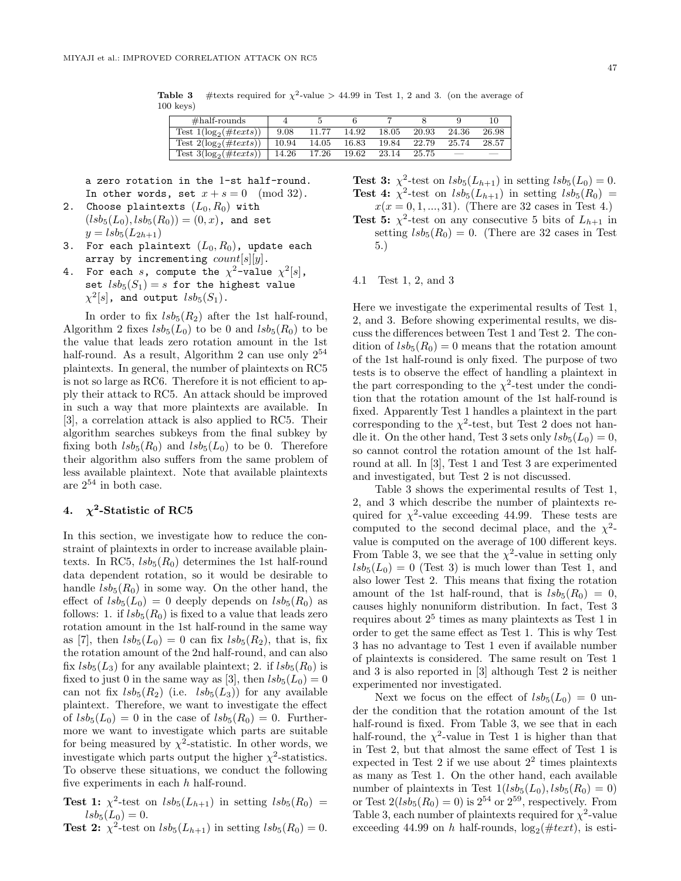**Table 3** #texts required for $\chi^2$-value > 44.99 in Test 1, 2 and 3. (on the average of 100 keys)

| #half-rounds | 4 | 5 | 6 | 7 | 8 | 9 | 10 |
|---|---|---|---|---|---|---|---|
| Test 1($\log_2(\#texts)$) | 9.08 | 11.77 | 14.92 | 18.05 | 20.93 | 24.36 | 26.98 |
| Test 2($\log_2(\#texts)$) | 10.94 | 14.05 | 16.83 | 19.84 | 22.79 | 25.74 | 28.57 |
| Test 3($\log_2(\#texts)$) | 14.26 | 17.26 | 19.62 | 23.14 | 25.75 | — | — |

a zero rotation in the 1-st half-round. In other words, set $x + s = 0 \pmod{32}$.

2. Choose plaintexts $(L_0, R_0)$ with $(lsb_5(L_0), lsb_5(R_0)) = (0, x)$, and set $y = lsb_5(L_{2h+1})$
3. For each plaintext $(L_0, R_0)$, update each array by incrementing $count[s][y]$.
4. For each $s$, compute the $\chi^2$-value $\chi^2[s]$, set $lsb_5(S_1) = s$ for the highest value $\chi^2[s]$, and output $lsb_5(S_1)$.

In order to fix $lsb_5(R_2)$ after the 1st half-round, Algorithm 2 fixes $lsb_5(L_0)$ to be 0 and $lsb_5(R_0)$ to be the value that leads zero rotation amount in the 1st half-round. As a result, Algorithm 2 can use only $2^{54}$ plaintexts. In general, the number of plaintexts on RC5 is not so large as RC6. Therefore it is not efficient to apply their attack to RC5. An attack should be improved in such a way that more plaintexts are available. In [3], a correlation attack is also applied to RC5. Their algorithm searches subkeys from the final subkey by fixing both $lsb_5(R_0)$ and $lsb_5(L_0)$ to be 0. Therefore their algorithm also suffers from the same problem of less available plaintext. Note that available plaintexts are $2^{54}$ in both case.

## 4. $\chi^2$-Statistic of RC5

In this section, we investigate how to reduce the constraint of plaintexts in order to increase available plaintexts. In RC5, $lsb_5(R_0)$ determines the 1st half-round data dependent rotation, so it would be desirable to handle $lsb_5(R_0)$ in some way. On the other hand, the effect of $lsb_5(L_0) = 0$ deeply depends on $lsb_5(R_0)$ as follows: 1. if $lsb_5(R_0)$ is fixed to a value that leads zero rotation amount in the 1st half-round in the same way as [7], then $lsb_5(L_0) = 0$ can fix $lsb_5(R_2)$, that is, fix the rotation amount of the 2nd half-round, and can also fix $lsb_5(L_3)$ for any available plaintext; 2. if $lsb_5(R_0)$ is fixed to just 0 in the same way as [3], then $lsb_5(L_0) = 0$ can not fix $lsb_5(R_2)$ (i.e. $lsb_5(L_3)$) for any available plaintext. Therefore, we want to investigate the effect of $lsb_5(L_0) = 0$ in the case of $lsb_5(R_0) = 0$. Furthermore we want to investigate which parts are suitable for being measured by $\chi^2$-statistic. In other words, we investigate which parts output the higher $\chi^2$-statistics. To observe these situations, we conduct the following five experiments in each $h$ half-round.

**Test 1:** $\chi^2$-test on $lsb_5(L_{h+1})$ in setting $lsb_5(R_0) = lsb_5(L_0) = 0$.

**Test 2:** $\chi^2$-test on $lsb_5(L_{h+1})$ in setting $lsb_5(R_0) = 0$.

**Test 3:** $\chi^2$-test on $lsb_5(L_{h+1})$ in setting $lsb_5(L_0) = 0$.

**Test 4:** $\chi^2$-test on $lsb_5(L_{h+1})$ in setting $lsb_5(R_0) = x (x = 0, 1, ..., 31)$. (There are 32 cases in Test 4.)

**Test 5:** $\chi^2$-test on any consecutive 5 bits of $L_{h+1}$ in setting $lsb_5(R_0) = 0$. (There are 32 cases in Test 5.)

### 4.1 Test 1, 2, and 3

Here we investigate the experimental results of Test 1, 2, and 3. Before showing experimental results, we discuss the differences between Test 1 and Test 2. The condition of $lsb_5(R_0) = 0$ means that the rotation amount of the 1st half-round is only fixed. The purpose of two tests is to observe the effect of handling a plaintext in the part corresponding to the $\chi^2$-test under the condition that the rotation amount of the 1st half-round is fixed. Apparently Test 1 handles a plaintext in the part corresponding to the $\chi^2$-test, but Test 2 does not handle it. On the other hand, Test 3 sets only $lsb_5(L_0) = 0$, so cannot control the rotation amount of the 1st half-round at all. In [3], Test 1 and Test 3 are experimented and investigated, but Test 2 is not discussed.

Table 3 shows the experimental results of Test 1, 2, and 3 which describe the number of plaintexts required for $\chi^2$-value exceeding 44.99. These tests are computed to the second decimal place, and the $\chi^2$-value is computed on the average of 100 different keys. From Table 3, we see that the $\chi^2$-value in setting only $lsb_5(L_0) = 0$ (Test 3) is much lower than Test 1, and also lower Test 2. This means that fixing the rotation amount of the 1st half-round, that is $lsb_5(R_0) = 0$, causes highly nonuniform distribution. In fact, Test 3 requires about $2^5$ times as many plaintexts as Test 1 in order to get the same effect as Test 1. This is why Test 3 has no advantage to Test 1 even if available number of plaintexts is considered. The same result on Test 1 and 3 is also reported in [3] although Test 2 is neither experimented nor investigated.

Next we focus on the effect of $lsb_5(L_0) = 0$ under the condition that the rotation amount of the 1st half-round is fixed. From Table 3, we see that in each half-round, the $\chi^2$-value in Test 1 is higher than that in Test 2, but that almost the same effect of Test 1 is expected in Test 2 if we use about $2^2$ times plaintexts as many as Test 1. On the other hand, each available number of plaintexts in Test 1($lsb_5(L_0), lsb_5(R_0) = 0$) or Test 2($lsb_5(R_0) = 0$) is $2^{54}$ or $2^{59}$, respectively. From Table 3, each number of plaintexts required for $\chi^2$-value exceeding 44.99 on $h$ half-rounds, $\log_2(\#text)$, is esti-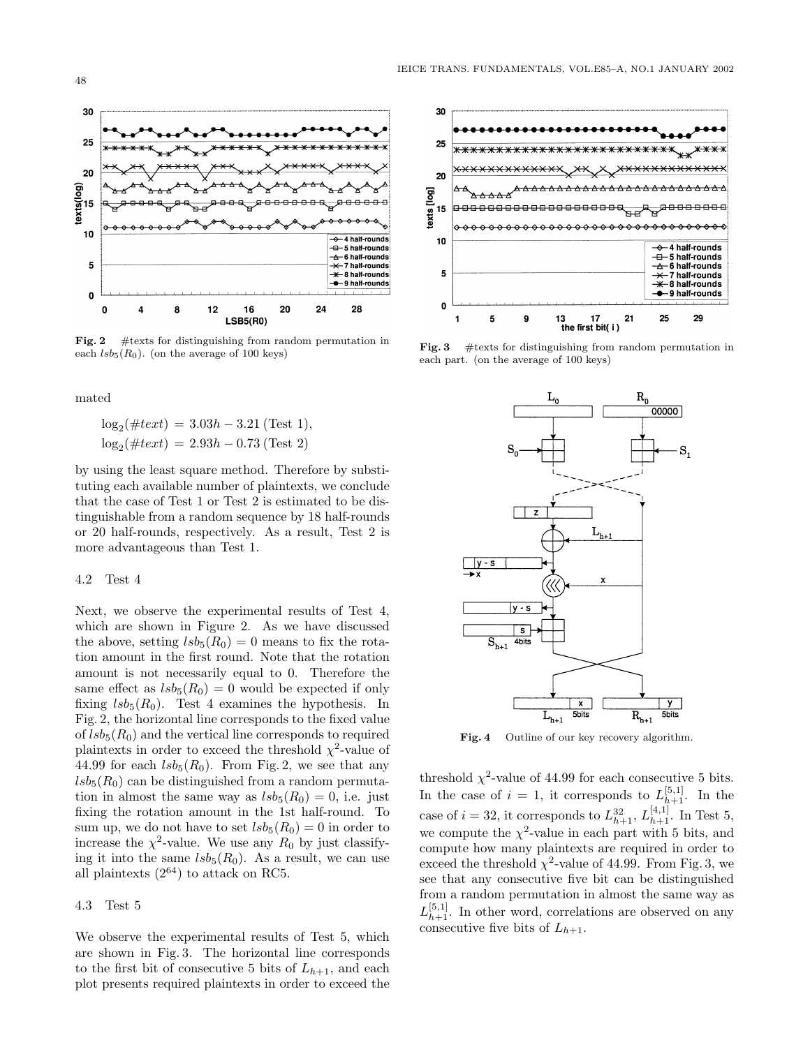Fig. 2 #texts for distinguishing from random permutation in each $lsb_5(R_0)$. (on the average of 100 keys)

Fig. 3 #texts for distinguishing from random permutation in each part. (on the average of 100 keys)

mated

$$\log_2(\#text) = 3.03h - 3.21 \text{ (Test 1)},$$
$$\log_2(\#text) = 2.93h - 0.73 \text{ (Test 2)}$$

by using the least square method. Therefore by substituting each available number of plaintexts, we conclude that the case of Test 1 or Test 2 is estimated to be distinguishable from a random sequence by 18 half-rounds or 20 half-rounds, respectively. As a result, Test 2 is more advantageous than Test 1.

### 4.2 Test 4

Next, we observe the experimental results of Test 4, which are shown in Figure 2. As we have discussed the above, setting $lsb_5(R_0) = 0$ means to fix the rotation amount in the first round. Note that the rotation amount is not necessarily equal to 0. Therefore the same effect as $lsb_5(R_0) = 0$ would be expected if only fixing $lsb_5(R_0)$. Test 4 examines the hypothesis. In Fig. 2, the horizontal line corresponds to the fixed value of $lsb_5(R_0)$ and the vertical line corresponds to required plaintexts in order to exceed the threshold $\chi^2$-value of 44.99 for each $lsb_5(R_0)$. From Fig. 2, we see that any $lsb_5(R_0)$ can be distinguished from a random permutation in almost the same way as $lsb_5(R_0) = 0$, i.e. just fixing the rotation amount in the 1st half-round. To sum up, we do not have to set $lsb_5(R_0) = 0$ in order to increase the $\chi^2$-value. We use any $R_0$ by just classifying it into the same $lsb_5(R_0)$. As a result, we can use all plaintexts ($2^{64}$) to attack on RC5.

### 4.3 Test 5

We observe the experimental results of Test 5, which are shown in Fig. 3. The horizontal line corresponds to the first bit of consecutive 5 bits of $L_{h+1}$, and each plot presents required plaintexts in order to exceed the threshold $\chi^2$-value of 44.99 for each consecutive 5 bits. In the case of $i = 1$, it corresponds to $L_{h+1}^{[5,1]}$. In the case of $i = 32$, it corresponds to $L_{h+1}^{32}$, $L_{h+1}^{[4,1]}$. In Test 5, we compute the $\chi^2$-value in each part with 5 bits, and compute how many plaintexts are required in order to exceed the threshold $\chi^2$-value of 44.99. From Fig. 3, we see that any consecutive five bit can be distinguished from a random permutation in almost the same way as $L_{h+1}^{[5,1]}$. In other word, correlations are observed on any consecutive five bits of $L_{h+1}$.

Fig. 4 Outline of our key recovery algorithm.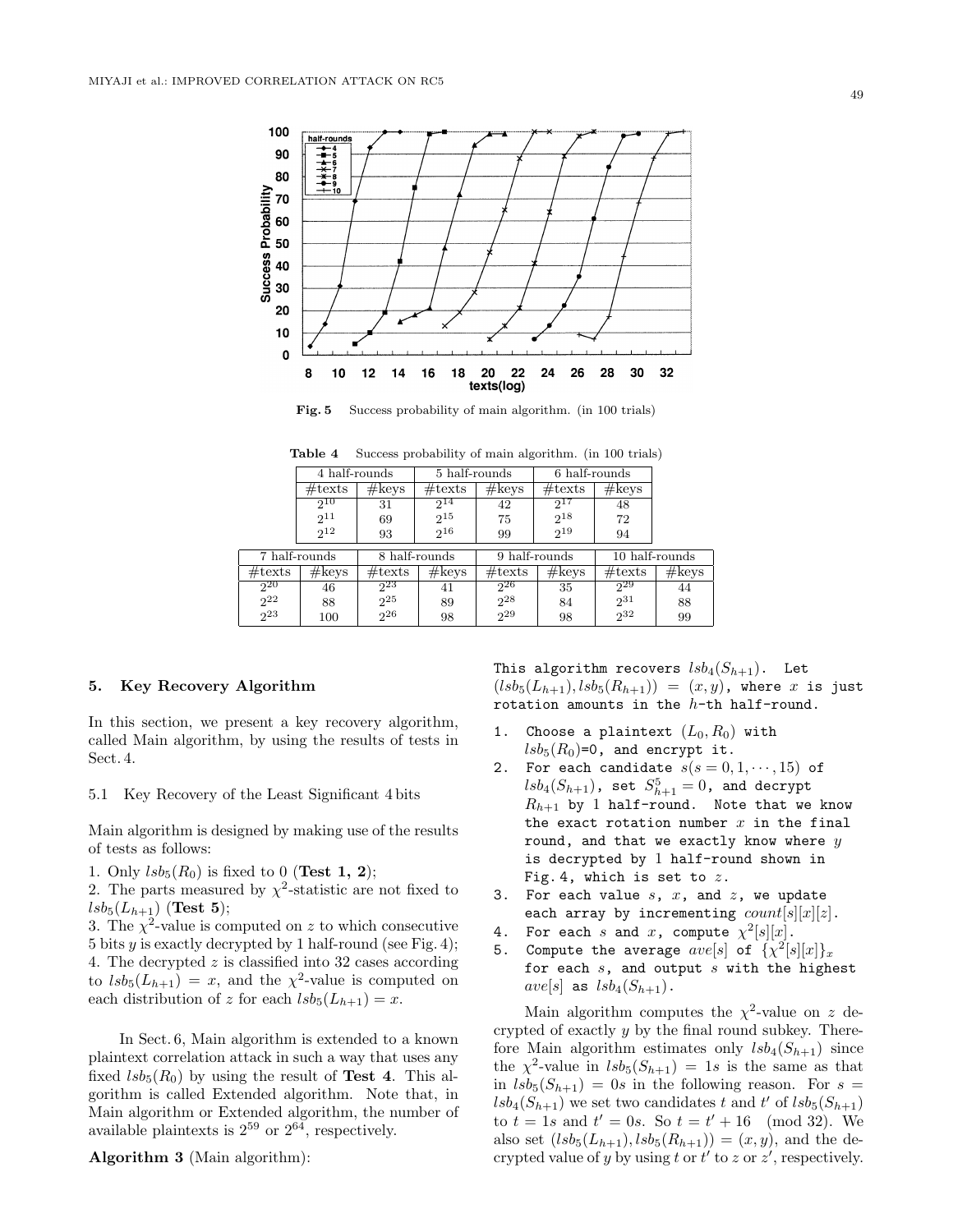Fig. 5 Success probability of main algorithm. (in 100 trials)

**Table 4** Success probability of main algorithm. (in 100 trials)

| 4 half-rounds | | 5 half-rounds | | 6 half-rounds | |
|---|---|---|---|---|---|
| #texts | #keys | #texts | #keys | #texts | #keys |
| $2^{10}$ | 31 | $2^{14}$ | 42 | $2^{17}$ | 48 |
| $2^{11}$ | 69 | $2^{15}$ | 75 | $2^{18}$ | 72 |
| $2^{12}$ | 93 | $2^{16}$ | 99 | $2^{19}$ | 94 |

| 7 half-rounds | | 8 half-rounds | | 9 half-rounds | | 10 half-rounds | |
|---|---|---|---|---|---|---|---|
| #texts | #keys | #texts | #keys | #texts | #keys | #texts | #keys |
| $2^{20}$ | 46 | $2^{23}$ | 41 | $2^{26}$ | 35 | $2^{29}$ | 44 |
| $2^{22}$ | 88 | $2^{25}$ | 89 | $2^{28}$ | 84 | $2^{31}$ | 88 |
| $2^{23}$ | 100 | $2^{26}$ | 98 | $2^{29}$ | 98 | $2^{32}$ | 99 |

## 5. Key Recovery Algorithm

In this section, we present a key recovery algorithm, called Main algorithm, by using the results of tests in Sect. 4.

### 5.1 Key Recovery of the Least Significant 4 bits

Main algorithm is designed by making use of the results of tests as follows:

1. Only $lsb_5(R_0)$ is fixed to 0 (**Test 1, 2**);
2. The parts measured by $\chi^2$-statistic are not fixed to $lsb_5(L_{h+1})$ (**Test 5**);
3. The $\chi^2$-value is computed on $z$ to which consecutive 5 bits $y$ is exactly decrypted by 1 half-round (see Fig. 4);
4. The decrypted $z$ is classified into 32 cases according to $lsb_5(L_{h+1}) = x$, and the $\chi^2$-value is computed on each distribution of $z$ for each $lsb_5(L_{h+1}) = x$.

In Sect. 6, Main algorithm is extended to a known plaintext correlation attack in such a way that uses any fixed $lsb_5(R_0)$ by using the result of **Test 4**. This algorithm is called Extended algorithm. Note that, in Main algorithm or Extended algorithm, the number of available plaintexts is $2^{59}$ or $2^{64}$, respectively.

**Algorithm 3** (Main algorithm):

This algorithm recovers $lsb_4(S_{h+1})$. Let $(lsb_5(L_{h+1}), lsb_5(R_{h+1})) = (x, y)$, where $x$ is just rotation amounts in the $h$-th half-round.

1. Choose a plaintext $(L_0, R_0)$ with $lsb_5(R_0)$=0, and encrypt it.
2. For each candidate $s (s = 0, 1, \cdots, 15)$ of $lsb_4(S_{h+1})$, set $S^5_{h+1} = 0$, and decrypt $R_{h+1}$ by 1 half-round. Note that we know the exact rotation number $x$ in the final round, and that we exactly know where $y$ is decrypted by 1 half-round shown in Fig. 4, which is set to $z$.
3. For each value $s$, $x$, and $z$, we update each array by incrementing $count[s][x][z]$.
4. For each $s$ and $x$, compute $\chi^2[s][x]$.
5. Compute the average $ave[s]$ of $\{\chi^2[s][x]\}_x$ for each $s$, and output $s$ with the highest $ave[s]$ as $lsb_4(S_{h+1})$.

Main algorithm computes the $\chi^2$-value on $z$ decrypted of exactly $y$ by the final round subkey. Therefore Main algorithm estimates only $lsb_4(S_{h+1})$ since the $\chi^2$-value in $lsb_5(S_{h+1}) = 1s$ is the same as that in $lsb_5(S_{h+1}) = 0s$ in the following reason. For $s = lsb_4(S_{h+1})$ we set two candidates $t$ and $t'$ of $lsb_5(S_{h+1})$ to $t = 1s$ and $t' = 0s$. So $t = t' + 16 \pmod{32}$. We also set $(lsb_5(L_{h+1}), lsb_5(R_{h+1})) = (x, y)$, and the decrypted value of $y$ by using $t$ or $t'$ to $z$ or $z'$, respectively.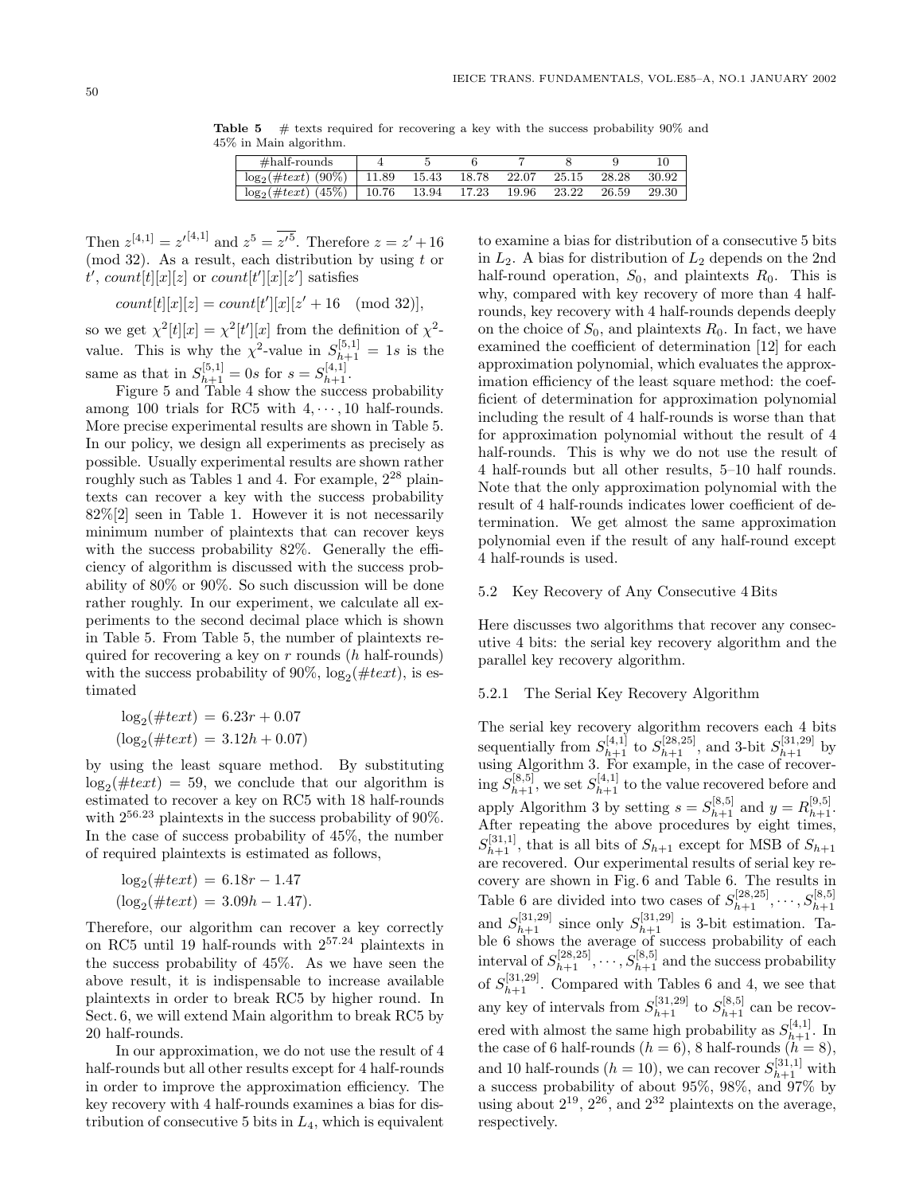**Table 5** # texts required for recovering a key with the success probability 90% and 45% in Main algorithm.

| #half-rounds | 4 | 5 | 6 | 7 | 8 | 9 | 10 |
|---|---|---|---|---|---|---|---|
| $\log_2(\#text)$ (90%) | 11.89 | 15.43 | 18.78 | 22.07 | 25.15 | 28.28 | 30.92 |
| $\log_2(\#text)$ (45%) | 10.76 | 13.94 | 17.23 | 19.96 | 23.22 | 26.59 | 29.30 |

Then $z^{[4,1]} = z'^{[4,1]}$ and $z^5 = \overline{z'^5}$. Therefore $z = z' + 16 \pmod{32}$. As a result, each distribution by using $t$ or $t'$, $count[t][x][z]$ or $count[t'][x][z']$ satisfies

$$count[t][x][z] = count[t'][x][z' + 16 \pmod{32}],$$

so we get $\chi^2[t][x] = \chi^2[t'][x]$ from the definition of $\chi^2$-value. This is why the $\chi^2$-value in $S_{h+1}^{[5,1]} = 1s$ is the same as that in $S_{h+1}^{[5,1]} = 0s$ for $s = S_{h+1}^{[4,1]}$.

Figure 5 and Table 4 show the success probability among 100 trials for RC5 with $4, \cdots, 10$ half-rounds. More precise experimental results are shown in Table 5. In our policy, we design all experiments as precisely as possible. Usually experimental results are shown rather roughly such as Tables 1 and 4. For example, $2^{28}$ plaintexts can recover a key with the success probability 82%[2] seen in Table 1. However it is not necessarily minimum number of plaintexts that can recover keys with the success probability 82%. Generally the efficiency of algorithm is discussed with the success probability of 80% or 90%. So such discussion will be done rather roughly. In our experiment, we calculate all experiments to the second decimal place which is shown in Table 5. From Table 5, the number of plaintexts required for recovering a key on $r$ rounds ($h$ half-rounds) with the success probability of 90%, $\log_2(\#text)$, is estimated

$$\log_2(\#text) = 6.23r + 0.07$$
$$(\log_2(\#text) = 3.12h + 0.07)$$

by using the least square method. By substituting $\log_2(\#text) = 59$, we conclude that our algorithm is estimated to recover a key on RC5 with 18 half-rounds with $2^{56.23}$ plaintexts in the success probability of 90%. In the case of success probability of 45%, the number of required plaintexts is estimated as follows,

$$\log_2(\#text) = 6.18r - 1.47$$
$$(\log_2(\#text) = 3.09h - 1.47).$$

Therefore, our algorithm can recover a key correctly on RC5 until 19 half-rounds with $2^{57.24}$ plaintexts in the success probability of 45%. As we have seen the above result, it is indispensable to increase available plaintexts in order to break RC5 by higher round. In Sect. 6, we will extend Main algorithm to break RC5 by 20 half-rounds.

In our approximation, we do not use the result of 4 half-rounds but all other results except for 4 half-rounds in order to improve the approximation efficiency. The key recovery with 4 half-rounds examines a bias for distribution of consecutive 5 bits in $L_4$, which is equivalent to examine a bias for distribution of a consecutive 5 bits in $L_2$. A bias for distribution of $L_2$ depends on the 2nd half-round operation, $S_0$, and plaintexts $R_0$. This is why, compared with key recovery of more than 4 half-rounds, key recovery with 4 half-rounds depends deeply on the choice of $S_0$, and plaintexts $R_0$. In fact, we have examined the coefficient of determination [12] for each approximation polynomial, which evaluates the approximation efficiency of the least square method: the coefficient of determination for approximation polynomial including the result of 4 half-rounds is worse than that for approximation polynomial without the result of 4 half-rounds. This is why we do not use the result of 4 half-rounds but all other results, 5–10 half rounds. Note that the only approximation polynomial with the result of 4 half-rounds indicates lower coefficient of determination. We get almost the same approximation polynomial even if the result of any half-round except 4 half-rounds is used.

### 5.2 Key Recovery of Any Consecutive 4 Bits

Here discusses two algorithms that recover any consecutive 4 bits: the serial key recovery algorithm and the parallel key recovery algorithm.

#### 5.2.1 The Serial Key Recovery Algorithm

The serial key recovery algorithm recovers each 4 bits sequentially from $S_{h+1}^{[4,1]}$ to $S_{h+1}^{[28,25]}$, and 3-bit $S_{h+1}^{[31,29]}$ by using Algorithm 3. For example, in the case of recovering $S_{h+1}^{[8,5]}$, we set $S_{h+1}^{[4,1]}$ to the value recovered before and apply Algorithm 3 by setting $s = S_{h+1}^{[8,5]}$ and $y = R_{h+1}^{[9,5]}$. After repeating the above procedures by eight times, $S_{h+1}^{[31,1]}$, that is all bits of $S_{h+1}$ except for MSB of $S_{h+1}$ are recovered. Our experimental results of serial key recovery are shown in Fig. 6 and Table 6. The results in Table 6 are divided into two cases of $S_{h+1}^{[28,25]}, \cdots, S_{h+1}^{[8,5]}$ and $S_{h+1}^{[31,29]}$ since only $S_{h+1}^{[31,29]}$ is 3-bit estimation. Table 6 shows the average of success probability of each interval of $S_{h+1}^{[28,25]}, \cdots, S_{h+1}^{[8,5]}$ and the success probability of $S_{h+1}^{[31,29]}$. Compared with Tables 6 and 4, we see that any key of intervals from $S_{h+1}^{[31,29]}$ to $S_{h+1}^{[8,5]}$ can be recovered with almost the same high probability as $S_{h+1}^{[4,1]}$. In the case of 6 half-rounds ($h = 6$), 8 half-rounds ($h = 8$), and 10 half-rounds ($h = 10$), we can recover $S_{h+1}^{[31,1]}$ with a success probability of about 95%, 98%, and 97% by using about $2^{19}$, $2^{26}$, and $2^{32}$ plaintexts on the average, respectively.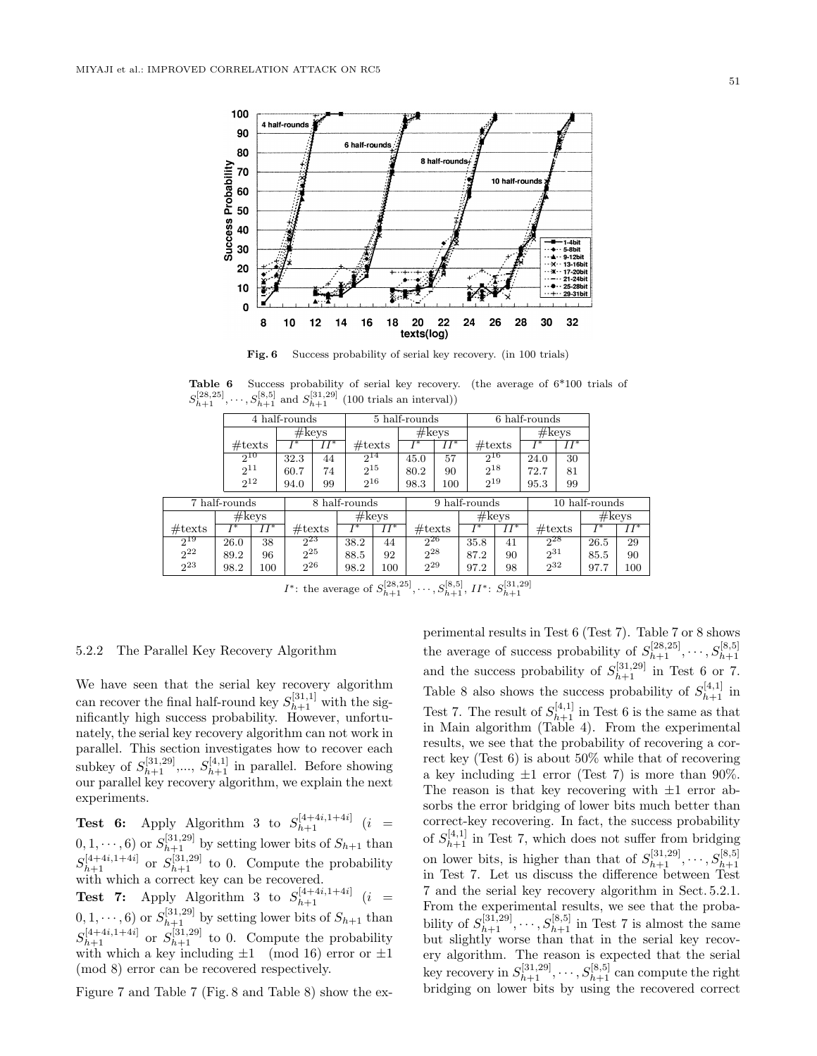Fig. 6 Success probability of serial key recovery. (in 100 trials)

Table 6 Success probability of serial key recovery. (the average of 6*100 trials of $S_{h+1}^{[28,25]}, \cdots, S_{h+1}^{[8,5]}$ and $S_{h+1}^{[31,29]}$ (100 trials an interval))

| 4 half-rounds | | | 5 half-rounds | | | 6 half-rounds | | |
|---|---|---|---|---|---|---|---|---|
| | #keys | | | #keys | | | #keys | |
| #texts | $I^*$ | $II^*$ | #texts | $I^*$ | $II^*$ | #texts | $I^*$ | $II^*$ |
| $2^{10}$ | 32.3 | 44 | $2^{14}$ | 45.0 | 57 | $2^{16}$ | 24.0 | 30 |
| $2^{11}$ | 60.7 | 74 | $2^{15}$ | 80.2 | 90 | $2^{18}$ | 72.7 | 81 |
| $2^{12}$ | 94.0 | 99 | $2^{16}$ | 98.3 | 100 | $2^{19}$ | 95.3 | 99 |

| 7 half-rounds | | | 8 half-rounds | | | 9 half-rounds | | | 10 half-rounds | | |
|---|---|---|---|---|---|---|---|---|---|---|---|
| | #keys | | | #keys | | | #keys | | | #keys | |
| #texts | $I^*$ | $II^*$ | #texts | $I^*$ | $II^*$ | #texts | $I^*$ | $II^*$ | #texts | $I^*$ | $II^*$ |
| $2^{19}$ | 26.0 | 38 | $2^{23}$ | 38.2 | 44 | $2^{26}$ | 35.8 | 41 | $2^{28}$ | 26.5 | 29 |
| $2^{22}$ | 89.2 | 96 | $2^{25}$ | 88.5 | 92 | $2^{28}$ | 87.2 | 90 | $2^{31}$ | 85.5 | 90 |
| $2^{23}$ | 98.2 | 100 | $2^{26}$ | 98.2 | 100 | $2^{29}$ | 97.2 | 98 | $2^{32}$ | 97.7 | 100 |

$I^*$: the average of $S_{h+1}^{[28,25]}, \cdots, S_{h+1}^{[8,5]}$, $II^*$: $S_{h+1}^{[31,29]}$

### 5.2.2 The Parallel Key Recovery Algorithm

We have seen that the serial key recovery algorithm can recover the final half-round key $S_{h+1}^{[31,1]}$ with the significantly high success probability. However, unfortunately, the serial key recovery algorithm can not work in parallel. This section investigates how to recover each subkey of $S_{h+1}^{[31,29]}$,..., $S_{h+1}^{[4,1]}$ in parallel. Before showing our parallel key recovery algorithm, we explain the next experiments.

**Test 6:** Apply Algorithm 3 to $S_{h+1}^{[4+4i,1+4i]}$ ($i = 0, 1, \cdots, 6$) or $S_{h+1}^{[31,29]}$ by setting lower bits of $S_{h+1}$ than $S_{h+1}^{[4+4i,1+4i]}$ or $S_{h+1}^{[31,29]}$ to 0. Compute the probability with which a correct key can be recovered.

**Test 7:** Apply Algorithm 3 to $S_{h+1}^{[4+4i,1+4i]}$ ($i = 0, 1, \cdots, 6$) or $S_{h+1}^{[31,29]}$ by setting lower bits of $S_{h+1}$ than $S_{h+1}^{[4+4i,1+4i]}$ or $S_{h+1}^{[31,29]}$ to 0. Compute the probability with which a key including $\pm 1 \pmod{16}$ error or $\pm 1 \pmod 8$ error can be recovered respectively.

Figure 7 and Table 7 (Fig. 8 and Table 8) show the experimental results in Test 6 (Test 7). Table 7 or 8 shows the average of success probability of $S_{h+1}^{[28,25]}, \cdots, S_{h+1}^{[8,5]}$ and the success probability of $S_{h+1}^{[31,29]}$ in Test 6 or 7. Table 8 also shows the success probability of $S_{h+1}^{[4,1]}$ in Test 7. The result of $S_{h+1}^{[4,1]}$ in Test 6 is the same as that in Main algorithm (Table 4). From the experimental results, we see that the probability of recovering a correct key (Test 6) is about 50% while that of recovering a key including $\pm 1$ error (Test 7) is more than 90%. The reason is that key recovering with $\pm 1$ error absorbs the error bridging of lower bits much better than correct-key recovering. In fact, the success probability of $S_{h+1}^{[4,1]}$ in Test 7, which does not suffer from bridging on lower bits, is higher than that of $S_{h+1}^{[31,29]}, \cdots, S_{h+1}^{[8,5]}$ in Test 7. Let us discuss the difference between Test 7 and the serial key recovery algorithm in Sect. 5.2.1. From the experimental results, we see that the probability of $S_{h+1}^{[31,29]}, \cdots, S_{h+1}^{[8,5]}$ in Test 7 is almost the same but slightly worse than that in the serial key recovery algorithm. The reason is expected that the serial key recovery in $S_{h+1}^{[31,29]}, \cdots, S_{h+1}^{[8,5]}$ can compute the right bridging on lower bits by using the recovered correct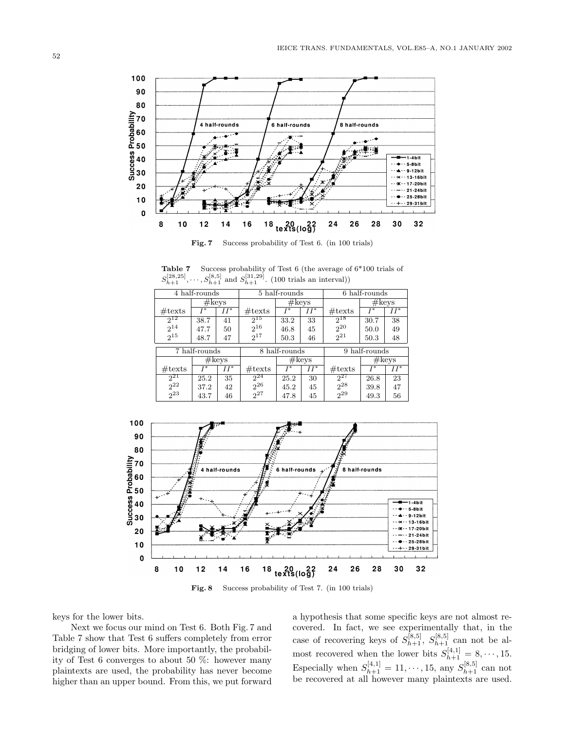Fig. 7 Success probability of Test 6. (in 100 trials)

**Table 7** Success probability of Test 6 (the average of 6*100 trials of $S_{h+1}^{[28,25]}, \cdots, S_{h+1}^{[8,5]}$ and $S_{h+1}^{[31,29]}$. (100 trials an interval))

| 4 half-rounds | | | 5 half-rounds | | | 6 half-rounds | | |
|---|---|---|---|---|---|---|---|---|
| | #keys | | | #keys | | | #keys | |
| #texts | $I^*$ | $II^*$ | #texts | $I^*$ | $II^*$ | #texts | $I^*$ | $II^*$ |
| $2^{12}$ | 38.7 | 41 | $2^{15}$ | 33.2 | 33 | $2^{18}$ | 30.7 | 38 |
| $2^{14}$ | 47.7 | 50 | $2^{16}$ | 46.8 | 45 | $2^{20}$ | 50.0 | 49 |
| $2^{15}$ | 48.7 | 47 | $2^{17}$ | 50.3 | 46 | $2^{21}$ | 50.3 | 48 |

| 7 half-rounds | | | 8 half-rounds | | | 9 half-rounds | | |
|---|---|---|---|---|---|---|---|---|
| | #keys | | | #keys | | | #keys | |
| #texts | $I^*$ | $II^*$ | #texts | $I^*$ | $II^*$ | #texts | $I^*$ | $II^*$ |
| $2^{21}$ | 25.2 | 35 | $2^{24}$ | 25.2 | 30 | $2^{27}$ | 26.8 | 23 |
| $2^{22}$ | 37.2 | 42 | $2^{26}$ | 45.2 | 45 | $2^{28}$ | 39.8 | 47 |
| $2^{23}$ | 43.7 | 46 | $2^{27}$ | 47.8 | 45 | $2^{29}$ | 49.3 | 56 |

Fig. 8 Success probability of Test 7. (in 100 trials)

keys for the lower bits.

Next we focus our mind on Test 6. Both Fig. 7 and Table 7 show that Test 6 suffers completely from error bridging of lower bits. More importantly, the probability of Test 6 converges to about 50 %: however many plaintexts are used, the probability has never become higher than an upper bound. From this, we put forward a hypothesis that some specific keys are not almost recovered. In fact, we see experimentally that, in the case of recovering keys of $S_{h+1}^{[8,5]}$, $S_{h+1}^{[8,5]}$ can not be almost recovered when the lower bits $S_{h+1}^{[4,1]} = 8, \cdots, 15$. Especially when $S_{h+1}^{[4,1]} = 11, \cdots, 15$, any $S_{h+1}^{[8,5]}$ can not be recovered at all however many plaintexts are used.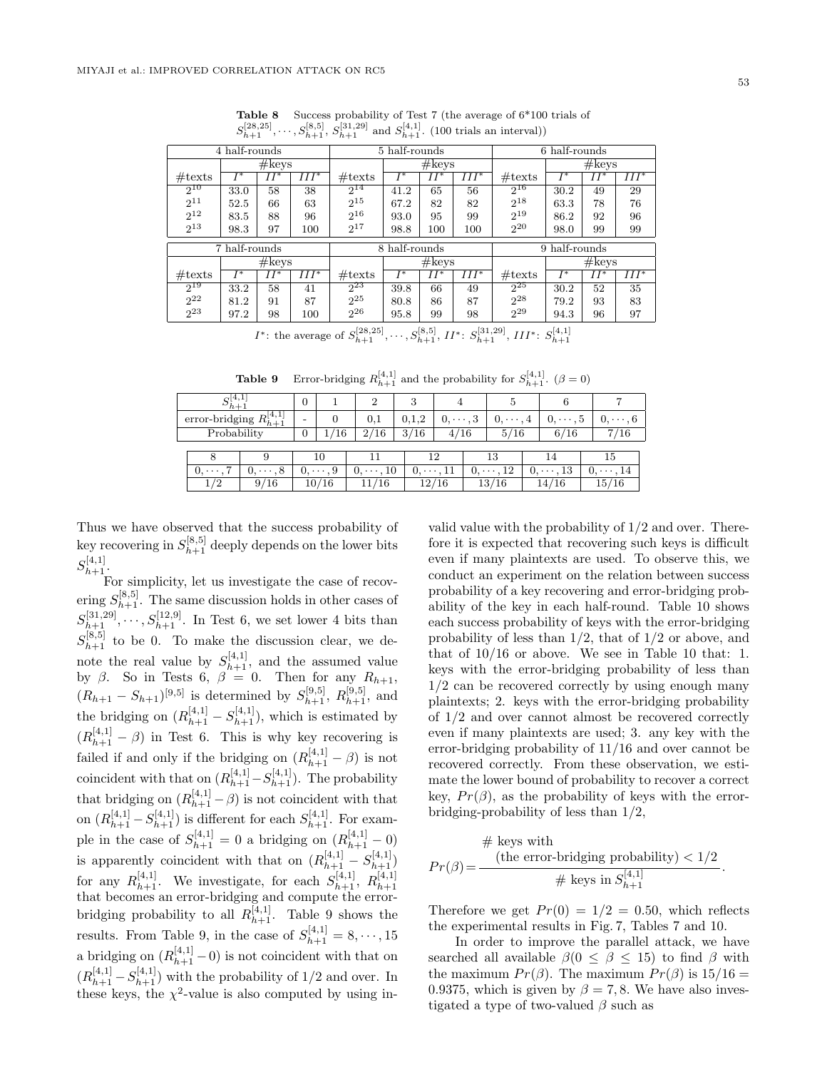**Table 8** Success probability of Test 7 (the average of 6*100 trials of $S_{h+1}^{[28,25]}, \cdots, S_{h+1}^{[8,5]}$, $S_{h+1}^{[31,29]}$ and $S_{h+1}^{[4,1]}$. (100 trials an interval))

| 4 half-rounds | | | | 5 half-rounds | | | | 6 half-rounds | | | |
|---|---|---|---|---|---|---|---|---|---|---|---|
| | #keys | | | | #keys | | | | #keys | | |
| #texts | $I^*$ | $II^*$ | $III^*$ | #texts | $I^*$ | $II^*$ | $III^*$ | #texts | $I^*$ | $II^*$ | $III^*$ |
| $2^{10}$ | 33.0 | 58 | 38 | $2^{14}$ | 41.2 | 65 | 56 | $2^{16}$ | 30.2 | 49 | 29 |
| $2^{11}$ | 52.5 | 66 | 63 | $2^{15}$ | 67.2 | 82 | 82 | $2^{18}$ | 63.3 | 78 | 76 |
| $2^{12}$ | 83.5 | 88 | 96 | $2^{16}$ | 93.0 | 95 | 99 | $2^{19}$ | 86.2 | 92 | 96 |
| $2^{13}$ | 98.3 | 97 | 100 | $2^{17}$ | 98.8 | 100 | 100 | $2^{20}$ | 98.0 | 99 | 99 |

| 7 half-rounds | | | | 8 half-rounds | | | | 9 half-rounds | | | |
|---|---|---|---|---|---|---|---|---|---|---|---|
| | #keys | | | | #keys | | | | #keys | | |
| #texts | $I^*$ | $II^*$ | $III^*$ | #texts | $I^*$ | $II^*$ | $III^*$ | #texts | $I^*$ | $II^*$ | $III^*$ |
| $2^{19}$ | 33.2 | 58 | 41 | $2^{23}$ | 39.8 | 66 | 49 | $2^{25}$ | 30.2 | 52 | 35 |
| $2^{22}$ | 81.2 | 91 | 87 | $2^{25}$ | 80.8 | 86 | 87 | $2^{28}$ | 79.2 | 93 | 83 |
| $2^{23}$ | 97.2 | 98 | 100 | $2^{26}$ | 95.8 | 99 | 98 | $2^{29}$ | 94.3 | 96 | 97 |

$I^*$: the average of $S_{h+1}^{[28,25]}, \cdots, S_{h+1}^{[8,5]}$, $II^*$: $S_{h+1}^{[31,29]}$, $III^*$: $S_{h+1}^{[4,1]}$

**Table 9** Error-bridging $R_{h+1}^{[4,1]}$ and the probability for $S_{h+1}^{[4,1]}$. ($\beta = 0$)

| $S_{h+1}^{[4,1]}$ | 0 | 1 | 2 | 3 | 4 | 5 | 6 | 7 |
|---|---|---|---|---|---|---|---|---|
| error-bridging $R_{h+1}^{[4,1]}$ | - | 0 | 0,1 | 0,1,2 | $0,\cdots,3$ | $0,\cdots,4$ | $0,\cdots,5$ | $0,\cdots,6$ |
| Probability | 0 | 1/16 | 2/16 | 3/16 | 4/16 | 5/16 | 6/16 | 7/16 |

| 8 | 9 | 10 | 11 | 12 | 13 | 14 | 15 |
|---|---|---|---|---|---|---|---|
| $0,\cdots,7$ | $0,\cdots,8$ | $0,\cdots,9$ | $0,\cdots,10$ | $0,\cdots,11$ | $0,\cdots,12$ | $0,\cdots,13$ | $0,\cdots,14$ |
| 1/2 | 9/16 | 10/16 | 11/16 | 12/16 | 13/16 | 14/16 | 15/16 |

Thus we have observed that the success probability of key recovering in $S_{h+1}^{[8,5]}$ deeply depends on the lower bits $S_{h+1}^{[4,1]}$.

For simplicity, let us investigate the case of recovering $S_{h+1}^{[8,5]}$. The same discussion holds in other cases of $S_{h+1}^{[31,29]}, \cdots, S_{h+1}^{[12,9]}$. In Test 6, we set lower 4 bits than $S_{h+1}^{[8,5]}$ to be 0. To make the discussion clear, we denote the real value by $S_{h+1}^{[4,1]}$, and the assumed value by $\beta$. So in Tests 6, $\beta = 0$. Then for any $R_{h+1}$, $(R_{h+1} - S_{h+1})^{[9,5]}$ is determined by $S_{h+1}^{[9,5]}$, $R_{h+1}^{[9,5]}$, and the bridging on $(R_{h+1}^{[4,1]} - S_{h+1}^{[4,1]})$, which is estimated by $(R_{h+1}^{[4,1]} - \beta)$ in Test 6. This is why key recovering is failed if and only if the bridging on $(R_{h+1}^{[4,1]} - \beta)$ is not coincident with that on $(R_{h+1}^{[4,1]} - S_{h+1}^{[4,1]})$. The probability that bridging on $(R_{h+1}^{[4,1]} - \beta)$ is not coincident with that on $(R_{h+1}^{[4,1]} - S_{h+1}^{[4,1]})$ is different for each $S_{h+1}^{[4,1]}$. For example in the case of $S_{h+1}^{[4,1]} = 0$ a bridging on $(R_{h+1}^{[4,1]} - 0)$ is apparently coincident with that on $(R_{h+1}^{[4,1]} - S_{h+1}^{[4,1]})$ for any $R_{h+1}^{[4,1]}$. We investigate, for each $S_{h+1}^{[4,1]}$, $R_{h+1}^{[4,1]}$ that becomes an error-bridging and compute the error-bridging probability to all $R_{h+1}^{[4,1]}$. Table 9 shows the results. From Table 9, in the case of $S_{h+1}^{[4,1]} = 8, \cdots, 15$ a bridging on $(R_{h+1}^{[4,1]} - 0)$ is not coincident with that on $(R_{h+1}^{[4,1]} - S_{h+1}^{[4,1]})$ with the probability of 1/2 and over. In these keys, the $\chi^2$-value is also computed by using invalid value with the probability of 1/2 and over. Therefore it is expected that recovering such keys is difficult even if many plaintexts are used. To observe this, we conduct an experiment on the relation between success probability of a key recovering and error-bridging probability of the key in each half-round. Table 10 shows each success probability of keys with the error-bridging probability of less than 1/2, that of 1/2 or above, and that of 10/16 or above. We see in Table 10 that: 1. keys with the error-bridging probability of less than 1/2 can be recovered correctly by using enough many plaintexts; 2. keys with the error-bridging probability of 1/2 and over cannot almost be recovered correctly even if many plaintexts are used; 3. any key with the error-bridging probability of 11/16 and over cannot be recovered correctly. From these observation, we estimate the lower bound of probability to recover a correct key, $Pr(\beta)$, as the probability of keys with the error-bridging-probability of less than 1/2,

$$Pr(\beta) = \frac{\#\text{ keys with (the error-bridging probability)} < 1/2}{\#\text{ keys in } S_{h+1}^{[4,1]}}.$$

Therefore we get $Pr(0) = 1/2 = 0.50$, which reflects the experimental results in Fig. 7, Tables 7 and 10.

In order to improve the parallel attack, we have searched all available $\beta (0 \leq \beta \leq 15)$ to find $\beta$ with the maximum $Pr(\beta)$. The maximum $Pr(\beta)$ is $15/16 = 0.9375$, which is given by $\beta = 7, 8$. We have also investigated a type of two-valued $\beta$ such as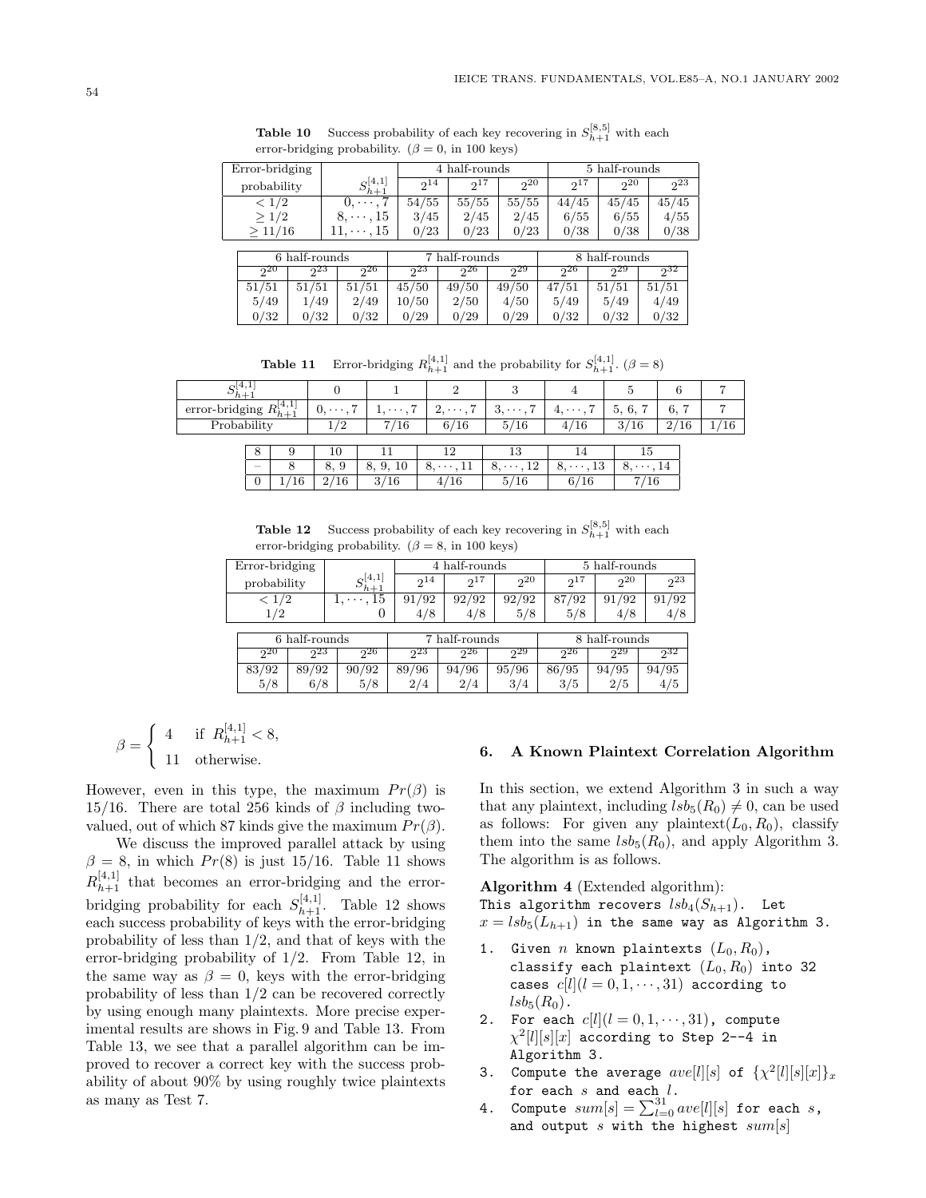**Table 10** Success probability of each key recovering in $S^{[8,5]}_{h+1}$ with each error-bridging probability. ($\beta = 0$, in 100 keys)

| Error-bridging probability | $S^{[4,1]}_{h+1}$ | 4 half-rounds | | | 5 half-rounds | | | 6 half-rounds | | | 7 half-rounds | | | 8 half-rounds | | |
|---|---|---|---|---|---|---|---|---|---|---|---|---|---|---|---|---|
| | | $2^{14}$ | $2^{17}$ | $2^{20}$ | $2^{17}$ | $2^{20}$ | $2^{23}$ | $2^{20}$ | $2^{23}$ | $2^{26}$ | $2^{23}$ | $2^{26}$ | $2^{29}$ | $2^{26}$ | $2^{29}$ | $2^{32}$ |
| $< 1/2$ | $0, \cdots, 7$ | 54/55 | 55/55 | 55/55 | 44/45 | 45/45 | 45/45 | 51/51 | 51/51 | 51/51 | 45/50 | 49/50 | 49/50 | 47/51 | 51/51 | 51/51 |
| $\geq 1/2$ | $8, \cdots, 15$ | 3/45 | 2/45 | 2/45 | 6/55 | 6/55 | 4/55 | 5/49 | 1/49 | 2/49 | 10/50 | 2/50 | 4/50 | 5/49 | 5/49 | 4/49 |
| $\geq 11/16$ | $11, \cdots, 15$ | 0/23 | 0/23 | 0/23 | 0/38 | 0/38 | 0/38 | 0/32 | 0/32 | 0/32 | 0/29 | 0/29 | 0/29 | 0/32 | 0/32 | 0/32 |

**Table 11** Error-bridging $R^{[4,1]}_{h+1}$ and the probability for $S^{[4,1]}_{h+1}$. ($\beta = 8$)

| $S^{[4,1]}_{h+1}$ | 0 | 1 | 2 | 3 | 4 | 5 | 6 | 7 |
|---|---|---|---|---|---|---|---|---|
| error-bridging $R^{[4,1]}_{h+1}$ | $0, \cdots, 7$ | $1, \cdots, 7$ | $2, \cdots, 7$ | $3, \cdots, 7$ | $4, \cdots, 7$ | 5, 6, 7 | 6, 7 | 7 |
| Probability | 1/2 | 7/16 | 6/16 | 5/16 | 4/16 | 3/16 | 2/16 | 1/16 |

| $S^{[4,1]}_{h+1}$ | 8 | 9 | 10 | 11 | 12 | 13 | 14 | 15 |
|---|---|---|---|---|---|---|---|---|
| error-bridging $R^{[4,1]}_{h+1}$ | – | 8 | 8, 9 | 8, 9, 10 | $8, \cdots, 11$ | $8, \cdots, 12$ | $8, \cdots, 13$ | $8, \cdots, 14$ |
| Probability | 0 | 1/16 | 2/16 | 3/16 | 4/16 | 5/16 | 6/16 | 7/16 |

**Table 12** Success probability of each key recovering in $S^{[8,5]}_{h+1}$ with each error-bridging probability. ($\beta = 8$, in 100 keys)

| Error-bridging probability | $S^{[4,1]}_{h+1}$ | 4 half-rounds | | | 5 half-rounds | | | 6 half-rounds | | | 7 half-rounds | | | 8 half-rounds | | |
|---|---|---|---|---|---|---|---|---|---|---|---|---|---|---|---|---|
| | | $2^{14}$ | $2^{17}$ | $2^{20}$ | $2^{17}$ | $2^{20}$ | $2^{23}$ | $2^{20}$ | $2^{23}$ | $2^{26}$ | $2^{23}$ | $2^{26}$ | $2^{29}$ | $2^{26}$ | $2^{29}$ | $2^{32}$ |
| $< 1/2$ | $1, \cdots, 15$ | 91/92 | 92/92 | 92/92 | 87/92 | 91/92 | 91/92 | 83/92 | 89/92 | 90/92 | 89/96 | 94/96 | 95/96 | 86/95 | 94/95 | 94/95 |
| $1/2$ | 0 | 4/8 | 4/8 | 5/8 | 5/8 | 4/8 | 4/8 | 5/8 | 6/8 | 5/8 | 2/4 | 2/4 | 3/4 | 3/5 | 2/5 | 4/5 |

$$\beta = \begin{cases} 4 & \text{if } R^{[4,1]}_{h+1} < 8, \\ 11 & \text{otherwise.} \end{cases}$$

However, even in this type, the maximum $Pr(\beta)$ is 15/16. There are total 256 kinds of $\beta$ including two-valued, out of which 87 kinds give the maximum $Pr(\beta)$.

We discuss the improved parallel attack by using $\beta = 8$, in which $Pr(8)$ is just 15/16. Table 11 shows $R^{[4,1]}_{h+1}$ that becomes an error-bridging and the error-bridging probability for each $S^{[4,1]}_{h+1}$. Table 12 shows each success probability of keys with the error-bridging probability of less than 1/2, and that of keys with the error-bridging probability of 1/2. From Table 12, in the same way as $\beta = 0$, keys with the error-bridging probability of less than 1/2 can be recovered correctly by using enough many plaintexts. More precise experimental results are shows in Fig. 9 and Table 13. From Table 13, we see that a parallel algorithm can be improved to recover a correct key with the success probability of about 90% by using roughly twice plaintexts as many as Test 7.

## 6. A Known Plaintext Correlation Algorithm

In this section, we extend Algorithm 3 in such a way that any plaintext, including $lsb_5(R_0) \neq 0$, can be used as follows: For given any plaintext$(L_0, R_0)$, classify them into the same $lsb_5(R_0)$, and apply Algorithm 3. The algorithm is as follows.

**Algorithm 4** (Extended algorithm):
This algorithm recovers $lsb_4(S_{h+1})$. Let $x = lsb_5(L_{h+1})$ in the same way as Algorithm 3.

1. Given $n$ known plaintexts $(L_0, R_0)$, classify each plaintext $(L_0, R_0)$ into 32 cases $c[l] (l = 0, 1, \cdots, 31)$ according to $lsb_5(R_0)$.
2. For each $c[l] (l = 0, 1, \cdots, 31)$, compute $\chi^2[l][s][x]$ according to Step 2--4 in Algorithm 3.
3. Compute the average $ave[l][s]$ of $\{\chi^2[l][s][x]\}_x$ for each $s$ and each $l$.
4. Compute $sum[s] = \sum_{l=0}^{31} ave[l][s]$ for each $s$, and output $s$ with the highest $sum[s]$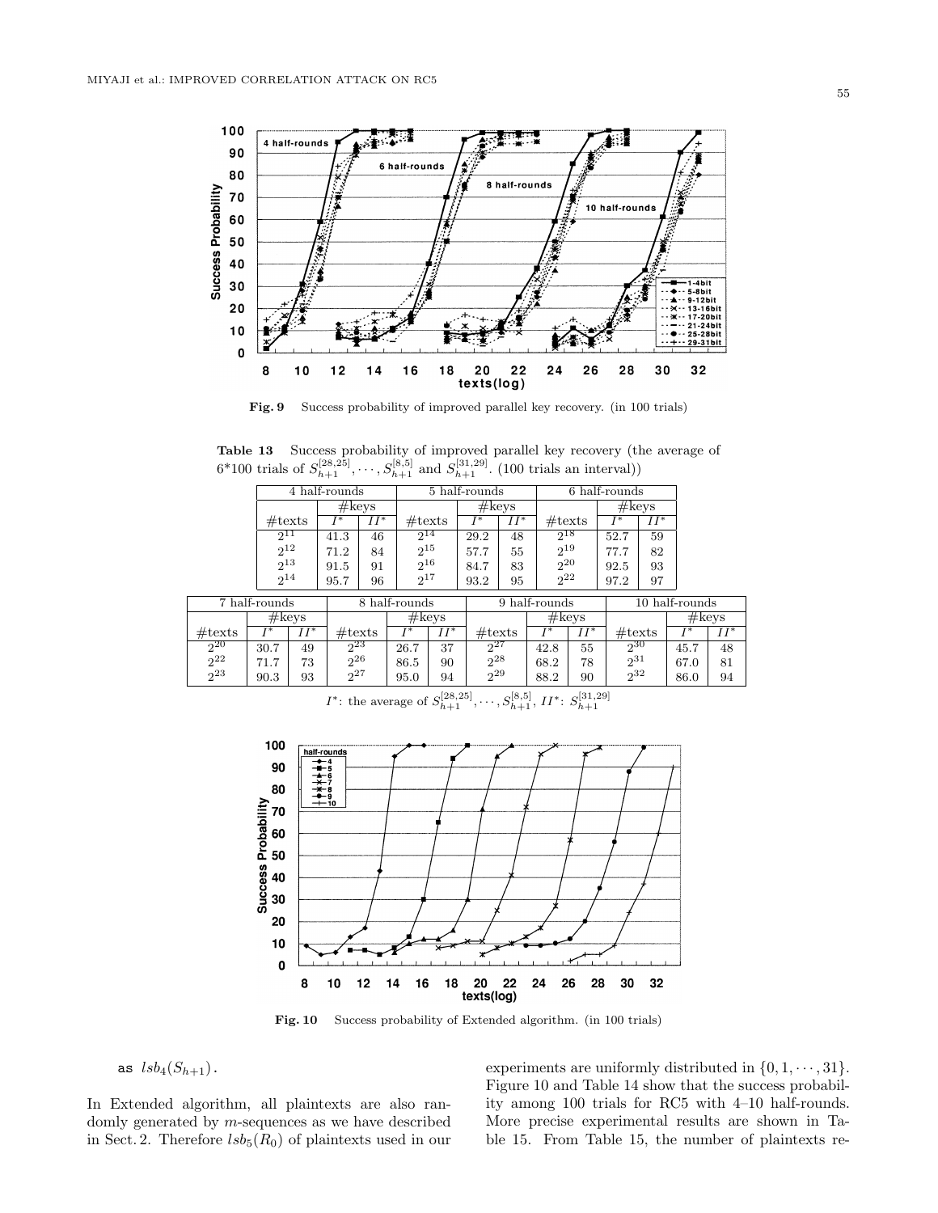Fig. 9 Success probability of improved parallel key recovery. (in 100 trials)

**Table 13** Success probability of improved parallel key recovery (the average of 6*100 trials of $S_{h+1}^{[28,25]}, \cdots, S_{h+1}^{[8,5]}$ and $S_{h+1}^{[31,29]}$. (100 trials an interval))

| 4 half-rounds | | | 5 half-rounds | | | 6 half-rounds | | |
|---|---|---|---|---|---|---|---|---|
| | #keys | | | #keys | | | #keys | |
| #texts | $I^*$ | $II^*$ | #texts | $I^*$ | $II^*$ | #texts | $I^*$ | $II^*$ |
| $2^{11}$ | 41.3 | 46 | $2^{14}$ | 29.2 | 48 | $2^{18}$ | 52.7 | 59 |
| $2^{12}$ | 71.2 | 84 | $2^{15}$ | 57.7 | 55 | $2^{19}$ | 77.7 | 82 |
| $2^{13}$ | 91.5 | 91 | $2^{16}$ | 84.7 | 83 | $2^{20}$ | 92.5 | 93 |
| $2^{14}$ | 95.7 | 96 | $2^{17}$ | 93.2 | 95 | $2^{22}$ | 97.2 | 97 |

| 7 half-rounds | | | 8 half-rounds | | | 9 half-rounds | | | 10 half-rounds | | |
|---|---|---|---|---|---|---|---|---|---|---|---|
| | #keys | | | #keys | | | #keys | | | #keys | |
| #texts | $I^*$ | $II^*$ | #texts | $I^*$ | $II^*$ | #texts | $I^*$ | $II^*$ | #texts | $I^*$ | $II^*$ |
| $2^{20}$ | 30.7 | 49 | $2^{23}$ | 26.7 | 37 | $2^{27}$ | 42.8 | 55 | $2^{30}$ | 45.7 | 48 |
| $2^{22}$ | 71.7 | 73 | $2^{26}$ | 86.5 | 90 | $2^{28}$ | 68.2 | 78 | $2^{31}$ | 67.0 | 81 |
| $2^{23}$ | 90.3 | 93 | $2^{27}$ | 95.0 | 94 | $2^{29}$ | 88.2 | 90 | $2^{32}$ | 86.0 | 94 |

$I^*$: the average of $S_{h+1}^{[28,25]}, \cdots, S_{h+1}^{[8,5]}$, $II^*$: $S_{h+1}^{[31,29]}$

Fig. 10 Success probability of Extended algorithm. (in 100 trials)

as $lsb_4(S_{h+1})$.

In Extended algorithm, all plaintexts are also randomly generated by $m$-sequences as we have described in Sect. 2. Therefore $lsb_5(R_0)$ of plaintexts used in our experiments are uniformly distributed in $\{0, 1, \cdots, 31\}$. Figure 10 and Table 14 show that the success probability among 100 trials for RC5 with 4–10 half-rounds. More precise experimental results are shown in Table 15. From Table 15, the number of plaintexts re-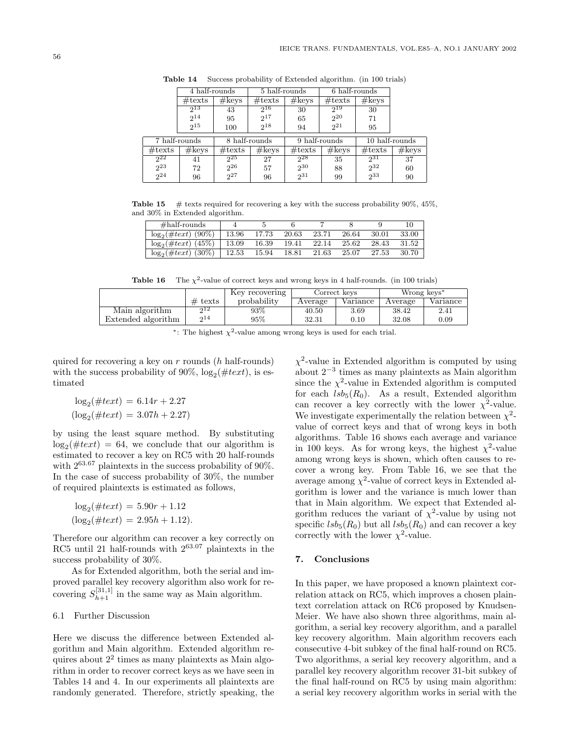**Table 14** Success probability of Extended algorithm. (in 100 trials)

| 4 half-rounds | | 5 half-rounds | | 6 half-rounds | |
|---|---|---|---|---|---|
| #texts | #keys | #texts | #keys | #texts | #keys |
| $2^{13}$ | 43 | $2^{16}$ | 30 | $2^{19}$ | 30 |
| $2^{14}$ | 95 | $2^{17}$ | 65 | $2^{20}$ | 71 |
| $2^{15}$ | 100 | $2^{18}$ | 94 | $2^{21}$ | 95 |

| 7 half-rounds | | 8 half-rounds | | 9 half-rounds | | 10 half-rounds | |
|---|---|---|---|---|---|---|---|
| #texts | #keys | #texts | #keys | #texts | #keys | #texts | #keys |
| $2^{22}$ | 41 | $2^{25}$ | 27 | $2^{28}$ | 35 | $2^{31}$ | 37 |
| $2^{23}$ | 72 | $2^{26}$ | 57 | $2^{30}$ | 88 | $2^{32}$ | 60 |
| $2^{24}$ | 96 | $2^{27}$ | 96 | $2^{31}$ | 99 | $2^{33}$ | 90 |

**Table 15** # texts required for recovering a key with the success probability 90%, 45%, and 30% in Extended algorithm.

| #half-rounds | 4 | 5 | 6 | 7 | 8 | 9 | 10 |
|---|---|---|---|---|---|---|---|
| $\log_2(\#text)$ (90%) | 13.96 | 17.73 | 20.63 | 23.71 | 26.64 | 30.01 | 33.00 |
| $\log_2(\#text)$ (45%) | 13.09 | 16.39 | 19.41 | 22.14 | 25.62 | 28.43 | 31.52 |
| $\log_2(\#text)$ (30%) | 12.53 | 15.94 | 18.81 | 21.63 | 25.07 | 27.53 | 30.70 |

**Table 16** The $\chi^2$-value of correct keys and wrong keys in 4 half-rounds. (in 100 trials)

| | # texts | Key recovering probability | Correct keys | | Wrong keys* | |
|---|---|---|---|---|---|---|
| | | | Average | Variance | Average | Variance |
| Main algorithm | $2^{12}$ | 93% | 40.50 | 3.69 | 38.42 | 2.41 |
| Extended algorithm | $2^{14}$ | 95% | 32.31 | 0.10 | 32.08 | 0.09 |

*: The highest $\chi^2$-value among wrong keys is used for each trial.

quired for recovering a key on $r$ rounds ($h$ half-rounds) with the success probability of 90%, $\log_2(\#text)$, is estimated

$$\log_2(\#text) = 6.14r + 2.27$$
$$(\log_2(\#text) = 3.07h + 2.27)$$

by using the least square method. By substituting $\log_2(\#text) = 64$, we conclude that our algorithm is estimated to recover a key on RC5 with 20 half-rounds with $2^{63.67}$ plaintexts in the success probability of 90%. In the case of success probability of 30%, the number of required plaintexts is estimated as follows,

$$\log_2(\#text) = 5.90r + 1.12$$
$$(\log_2(\#text) = 2.95h + 1.12).$$

Therefore our algorithm can recover a key correctly on RC5 until 21 half-rounds with $2^{63.07}$ plaintexts in the success probability of 30%.

As for Extended algorithm, both the serial and improved parallel key recovery algorithm also work for recovering $S_{h+1}^{[31,1]}$ in the same way as Main algorithm.

### 6.1 Further Discussion

Here we discuss the difference between Extended algorithm and Main algorithm. Extended algorithm requires about $2^2$ times as many plaintexts as Main algorithm in order to recover correct keys as we have seen in Tables 14 and 4. In our experiments all plaintexts are randomly generated. Therefore, strictly speaking, the $\chi^2$-value in Extended algorithm is computed by using about $2^{-3}$ times as many plaintexts as Main algorithm since the $\chi^2$-value in Extended algorithm is computed for each $lsb_5(R_0)$. As a result, Extended algorithm can recover a key correctly with the lower $\chi^2$-value. We investigate experimentally the relation between $\chi^2$-value of correct keys and that of wrong keys in both algorithms. Table 16 shows each average and variance in 100 keys. As for wrong keys, the highest $\chi^2$-value among wrong keys is shown, which often causes to recover a wrong key. From Table 16, we see that the average among $\chi^2$-value of correct keys in Extended algorithm is lower and the variance is much lower than that in Main algorithm. We expect that Extended algorithm reduces the variant of $\chi^2$-value by using not specific $lsb_5(R_0)$ but all $lsb_5(R_0)$ and can recover a key correctly with the lower $\chi^2$-value.

## 7. Conclusions

In this paper, we have proposed a known plaintext correlation attack on RC5, which improves a chosen plaintext correlation attack on RC6 proposed by Knudsen-Meier. We have also shown three algorithms, main algorithm, a serial key recovery algorithm, and a parallel key recovery algorithm. Main algorithm recovers each consecutive 4-bit subkey of the final half-round on RC5. Two algorithms, a serial key recovery algorithm, and a parallel key recovery algorithm recover 31-bit subkey of the final half-round on RC5 by using main algorithm: a serial key recovery algorithm works in serial with the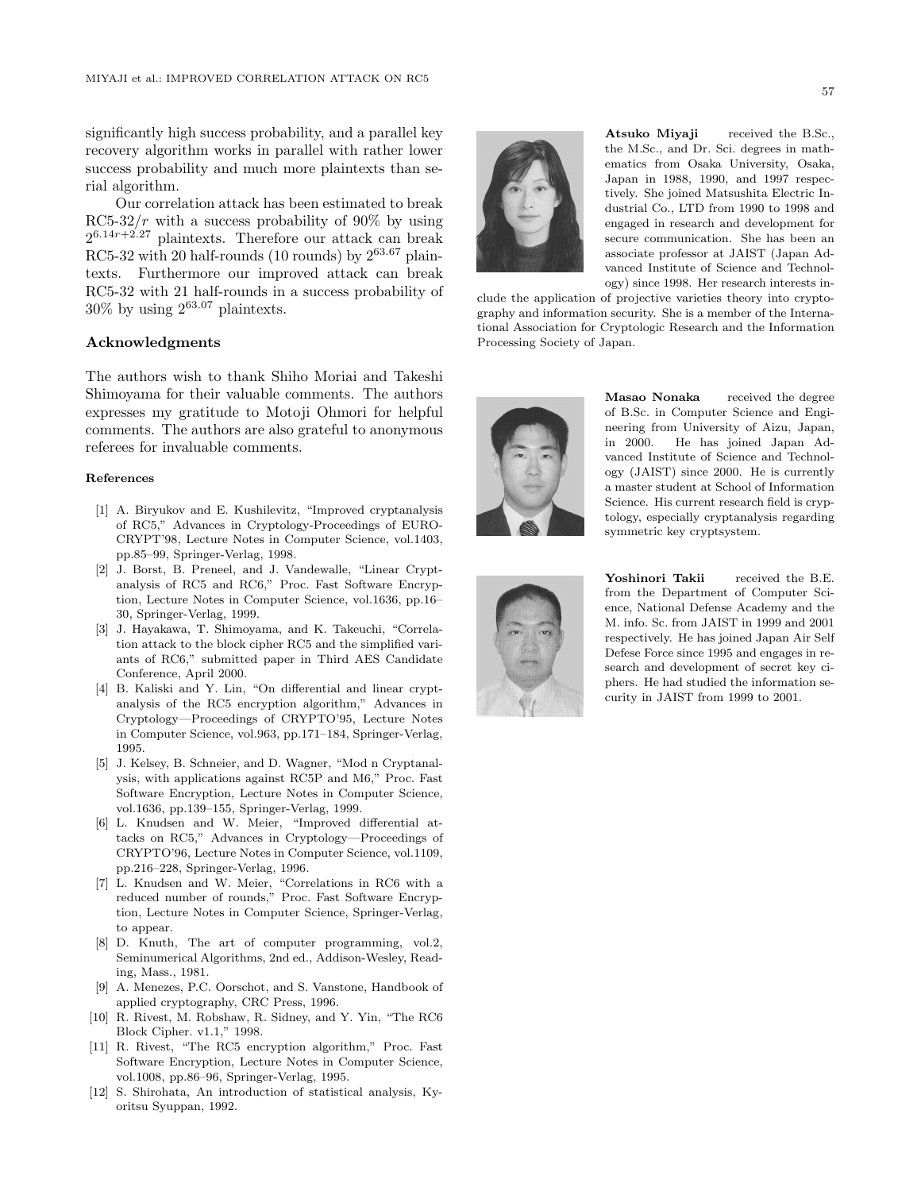significantly high success probability, and a parallel key recovery algorithm works in parallel with rather lower success probability and much more plaintexts than serial algorithm.

Our correlation attack has been estimated to break RC5-32/$r$ with a success probability of 90% by using $2^{6.14r+2.27}$ plaintexts. Therefore our attack can break RC5-32 with 20 half-rounds (10 rounds) by $2^{63.67}$ plaintexts. Furthermore our improved attack can break RC5-32 with 21 half-rounds in a success probability of 30% by using $2^{63.07}$ plaintexts.

## Acknowledgments

The authors wish to thank Shiho Moriai and Takeshi Shimoyama for their valuable comments. The authors expresses my gratitude to Motoji Ohmori for helpful comments. The authors are also grateful to anonymous referees for invaluable comments.

### References

[1] A. Biryukov and E. Kushilevitz, "Improved cryptanalysis of RC5," Advances in Cryptology-Proceedings of EUROCRYPT'98, Lecture Notes in Computer Science, vol.1403, pp.85–99, Springer-Verlag, 1998.

[2] J. Borst, B. Preneel, and J. Vandewalle, "Linear Cryptanalysis of RC5 and RC6," Proc. Fast Software Encryption, Lecture Notes in Computer Science, vol.1636, pp.16–30, Springer-Verlag, 1999.

[3] J. Hayakawa, T. Shimoyama, and K. Takeuchi, "Correlation attack to the block cipher RC5 and the simplified variants of RC6," submitted paper in Third AES Candidate Conference, April 2000.

[4] B. Kaliski and Y. Lin, "On differential and linear cryptanalysis of the RC5 encryption algorithm," Advances in Cryptology—Proceedings of CRYPTO'95, Lecture Notes in Computer Science, vol.963, pp.171–184, Springer-Verlag, 1995.

[5] J. Kelsey, B. Schneier, and D. Wagner, "Mod n Cryptanalysis, with applications against RC5P and M6," Proc. Fast Software Encryption, Lecture Notes in Computer Science, vol.1636, pp.139–155, Springer-Verlag, 1999.

[6] L. Knudsen and W. Meier, "Improved differential attacks on RC5," Advances in Cryptology—Proceedings of CRYPTO'96, Lecture Notes in Computer Science, vol.1109, pp.216–228, Springer-Verlag, 1996.

[7] L. Knudsen and W. Meier, "Correlations in RC6 with a reduced number of rounds," Proc. Fast Software Encryption, Lecture Notes in Computer Science, Springer-Verlag, to appear.

[8] D. Knuth, The art of computer programming, vol.2, Seminumerical Algorithms, 2nd ed., Addison-Wesley, Reading, Mass., 1981.

[9] A. Menezes, P.C. Oorschot, and S. Vanstone, Handbook of applied cryptography, CRC Press, 1996.

[10] R. Rivest, M. Robshaw, R. Sidney, and Y. Yin, "The RC6 Block Cipher. v1.1," 1998.

[11] R. Rivest, "The RC5 encryption algorithm," Proc. Fast Software Encryption, Lecture Notes in Computer Science, vol.1008, pp.86–96, Springer-Verlag, 1995.

[12] S. Shirohata, An introduction of statistical analysis, Kyoritsu Syuppan, 1992.

**Atsuko Miyaji** received the B.Sc., the M.Sc., and Dr. Sci. degrees in mathematics from Osaka University, Osaka, Japan in 1988, 1990, and 1997 respectively. She joined Matsushita Electric Industrial Co., LTD from 1990 to 1998 and engaged in research and development for secure communication. She has been an associate professor at JAIST (Japan Advanced Institute of Science and Technology) since 1998. Her research interests include the application of projective varieties theory into cryptography and information security. She is a member of the International Association for Cryptologic Research and the Information Processing Society of Japan.

**Masao Nonaka** received the degree of B.Sc. in Computer Science and Engineering from University of Aizu, Japan, in 2000. He has joined Japan Advanced Institute of Science and Technology (JAIST) since 2000. He is currently a master student at School of Information Science. His current research field is cryptology, especially cryptanalysis regarding symmetric key cryptsystem.

**Yoshinori Takii** received the B.E. from the Department of Computer Science, National Defense Academy and the M. info. Sc. from JAIST in 1999 and 2001 respectively. He has joined Japan Air Self Defese Force since 1995 and engages in research and development of secret key ciphers. He had studied the information security in JAIST from 1999 to 2001.